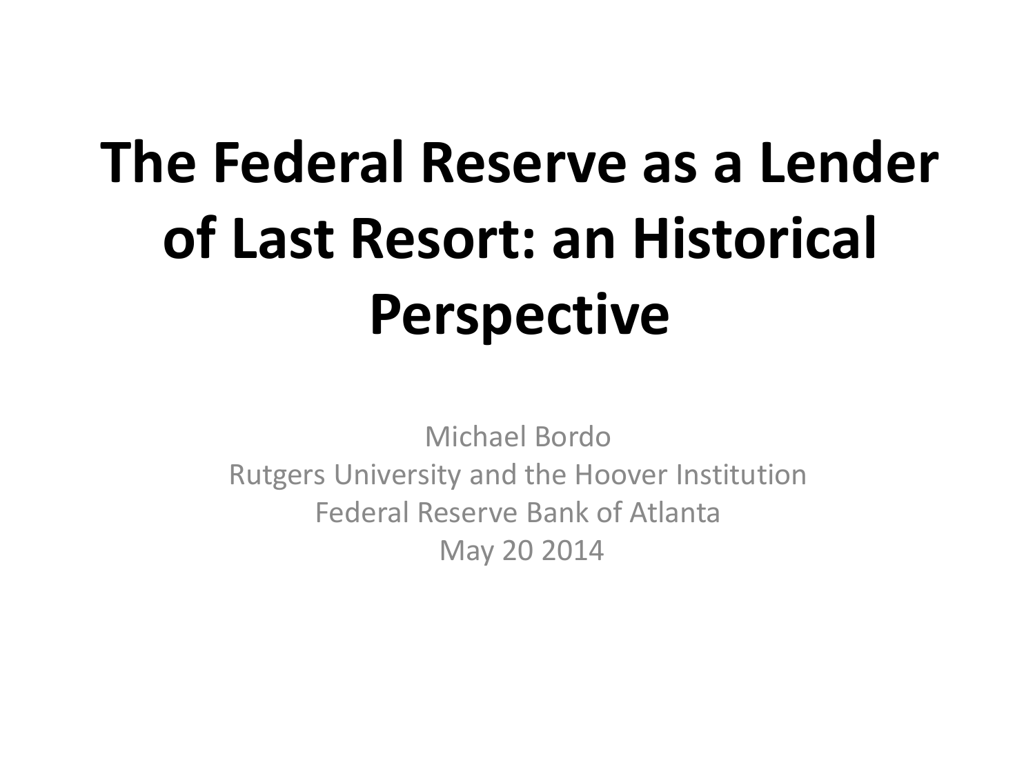# The Federal Reserve as a Lender of Last Resort: an Historical Perspective

Michael Bordo
Rutgers University and the Hoover Institution
Federal Reserve Bank of Atlanta
May 20 2014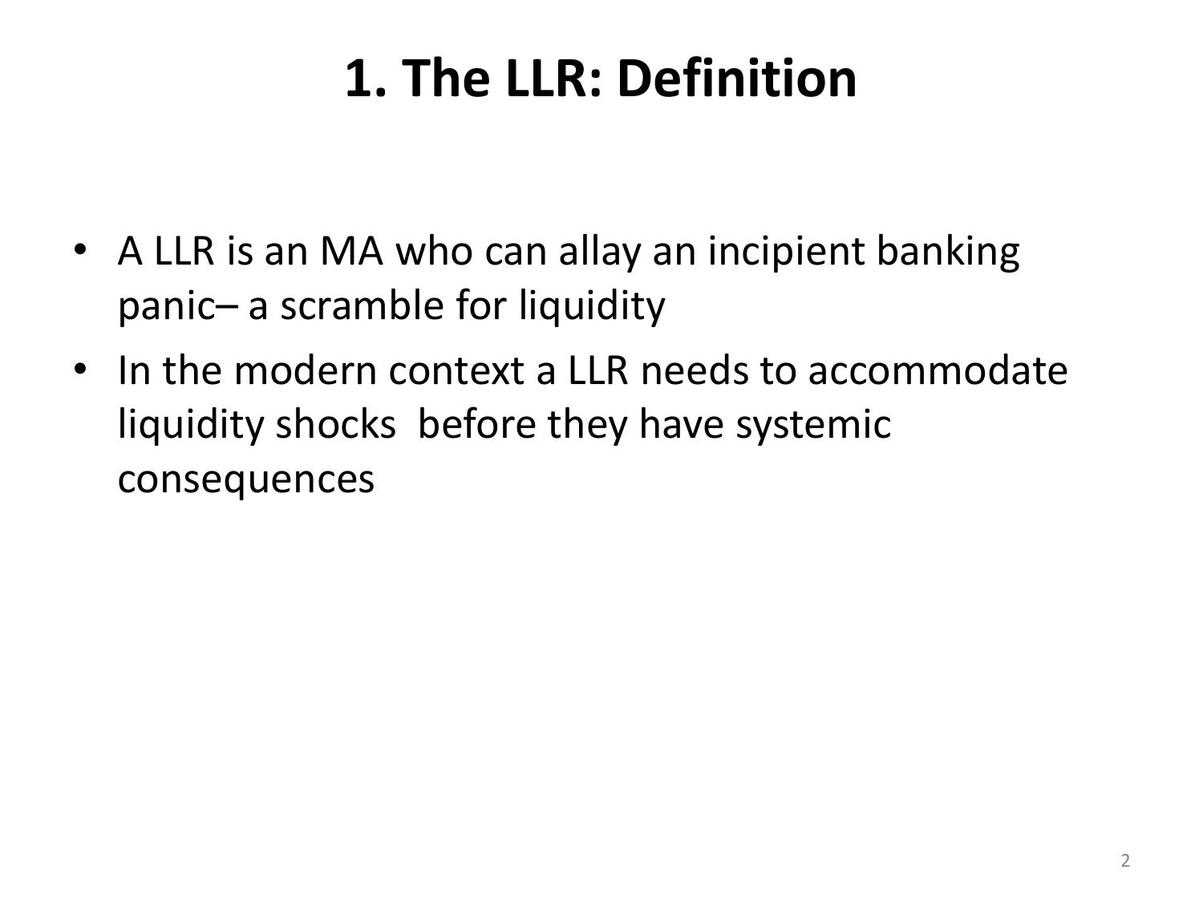# 1. The LLR: Definition

- A LLR is an MA who can allay an incipient banking panic– a scramble for liquidity
- In the modern context a LLR needs to accommodate liquidity shocks before they have systemic consequences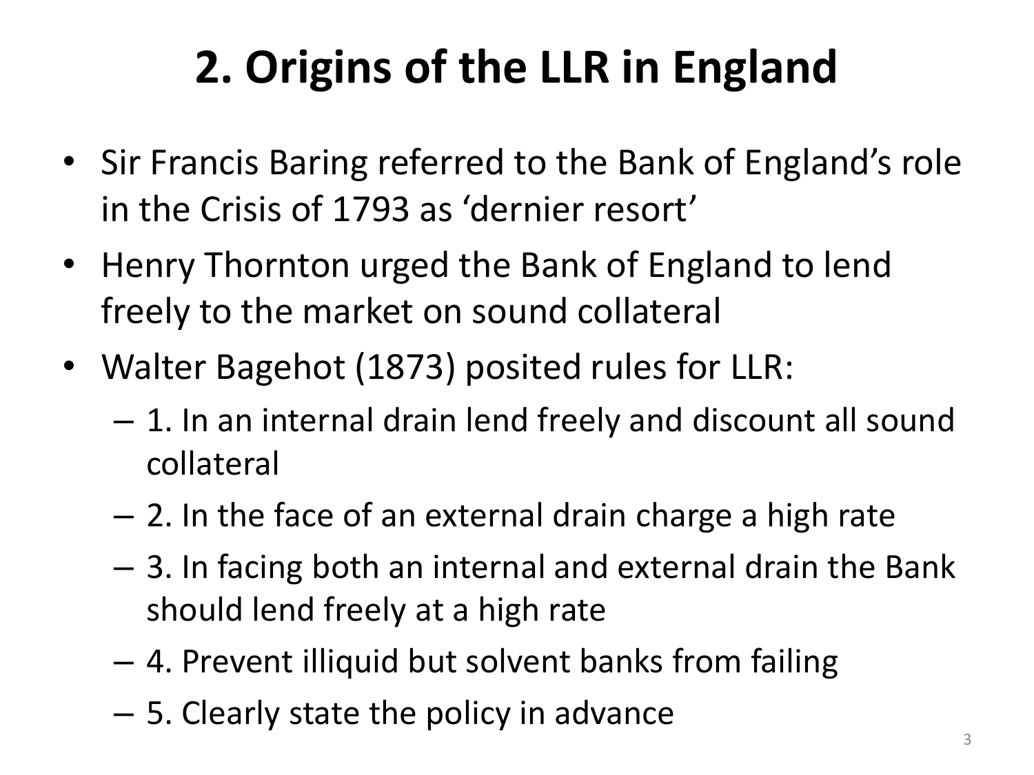# 2. Origins of the LLR in England

- Sir Francis Baring referred to the Bank of England's role in the Crisis of 1793 as 'dernier resort'
- Henry Thornton urged the Bank of England to lend freely to the market on sound collateral
- Walter Bagehot (1873) posited rules for LLR:
  - 1. In an internal drain lend freely and discount all sound collateral
  - 2. In the face of an external drain charge a high rate
  - 3. In facing both an internal and external drain the Bank should lend freely at a high rate
  - 4. Prevent illiquid but solvent banks from failing
  - 5. Clearly state the policy in advance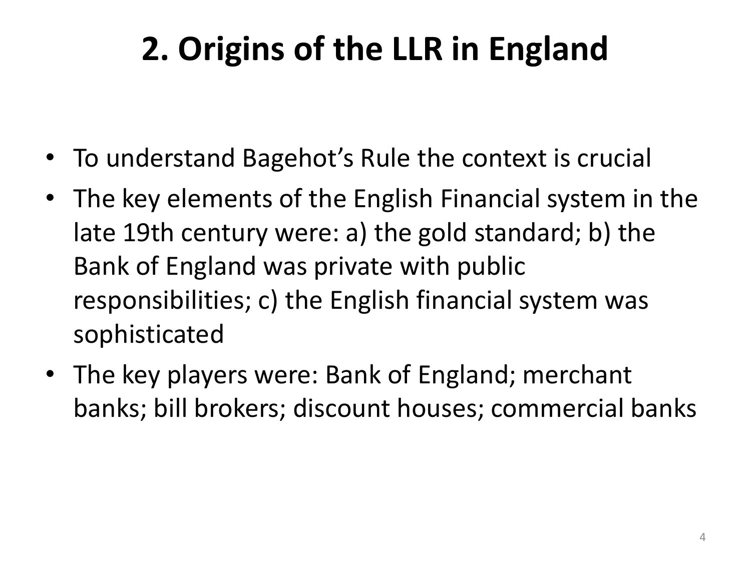# 2. Origins of the LLR in England

- To understand Bagehot's Rule the context is crucial
- The key elements of the English Financial system in the late 19th century were: a) the gold standard; b) the Bank of England was private with public responsibilities; c) the English financial system was sophisticated
- The key players were: Bank of England; merchant banks; bill brokers; discount houses; commercial banks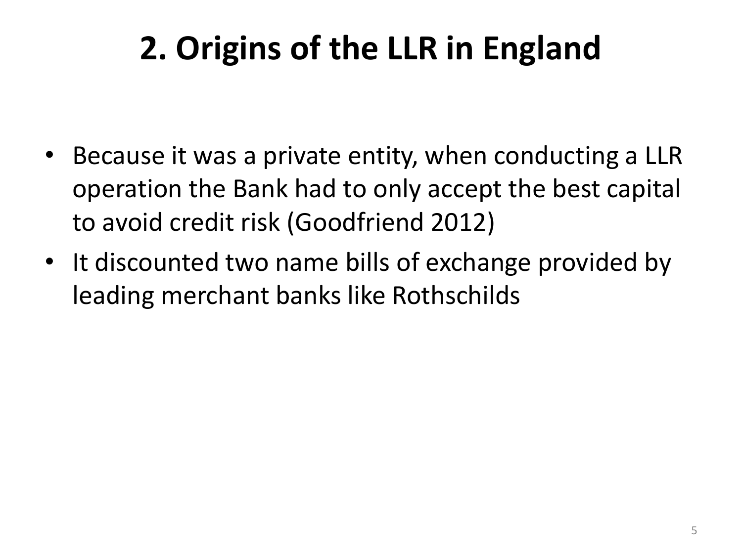# 2. Origins of the LLR in England

- Because it was a private entity, when conducting a LLR operation the Bank had to only accept the best capital to avoid credit risk (Goodfriend 2012)
- It discounted two name bills of exchange provided by leading merchant banks like Rothschilds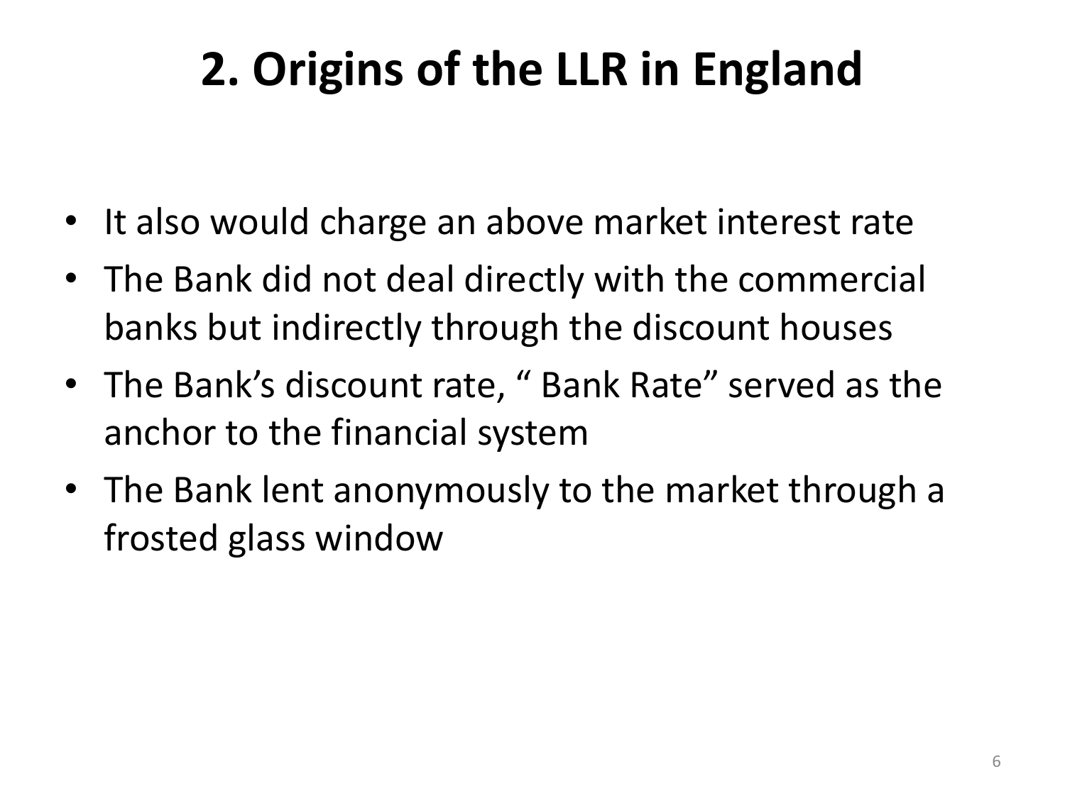# 2. Origins of the LLR in England

- It also would charge an above market interest rate
- The Bank did not deal directly with the commercial banks but indirectly through the discount houses
- The Bank's discount rate, " Bank Rate" served as the anchor to the financial system
- The Bank lent anonymously to the market through a frosted glass window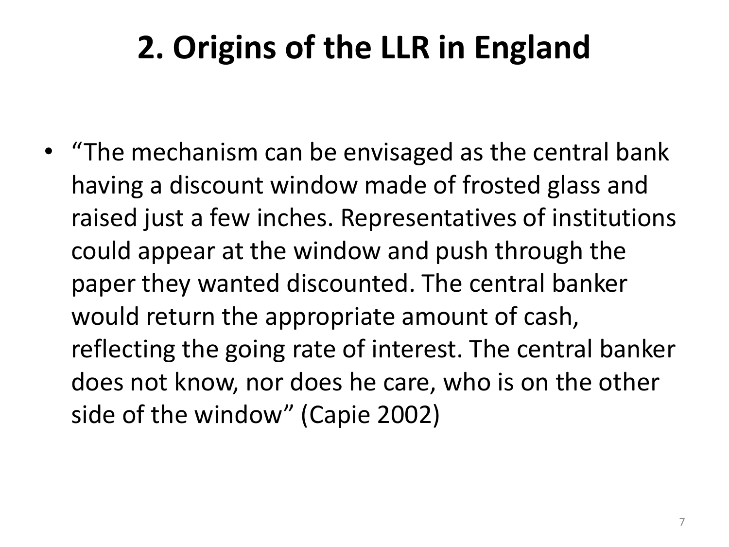# 2. Origins of the LLR in England

- “The mechanism can be envisaged as the central bank having a discount window made of frosted glass and raised just a few inches. Representatives of institutions could appear at the window and push through the paper they wanted discounted. The central banker would return the appropriate amount of cash, reflecting the going rate of interest. The central banker does not know, nor does he care, who is on the other side of the window” (Capie 2002)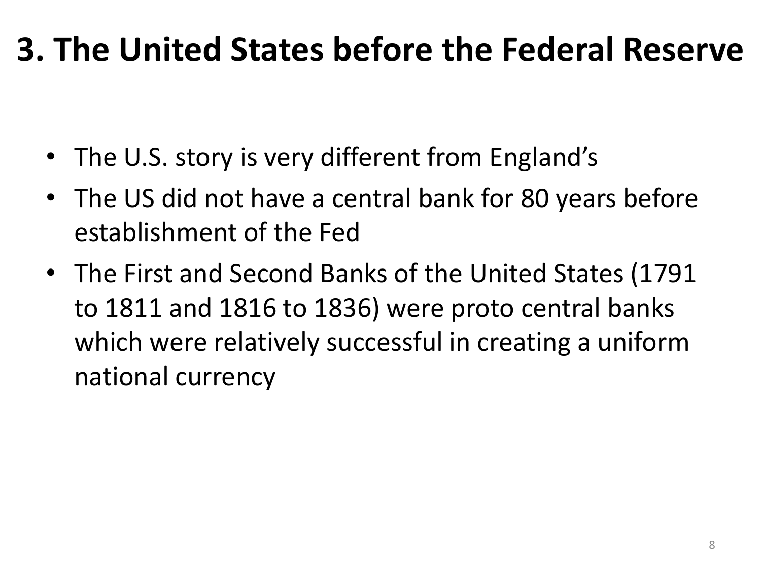# 3. The United States before the Federal Reserve

- The U.S. story is very different from England's
- The US did not have a central bank for 80 years before establishment of the Fed
- The First and Second Banks of the United States (1791 to 1811 and 1816 to 1836) were proto central banks which were relatively successful in creating a uniform national currency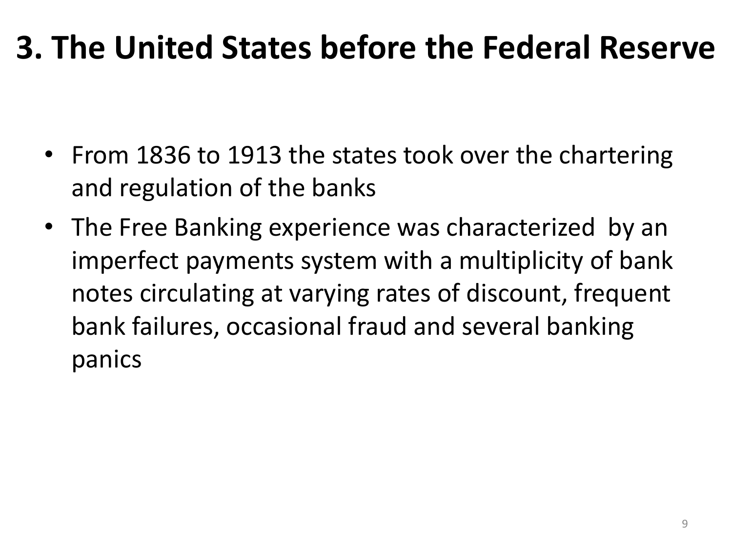# 3. The United States before the Federal Reserve

- From 1836 to 1913 the states took over the chartering and regulation of the banks
- The Free Banking experience was characterized by an imperfect payments system with a multiplicity of bank notes circulating at varying rates of discount, frequent bank failures, occasional fraud and several banking panics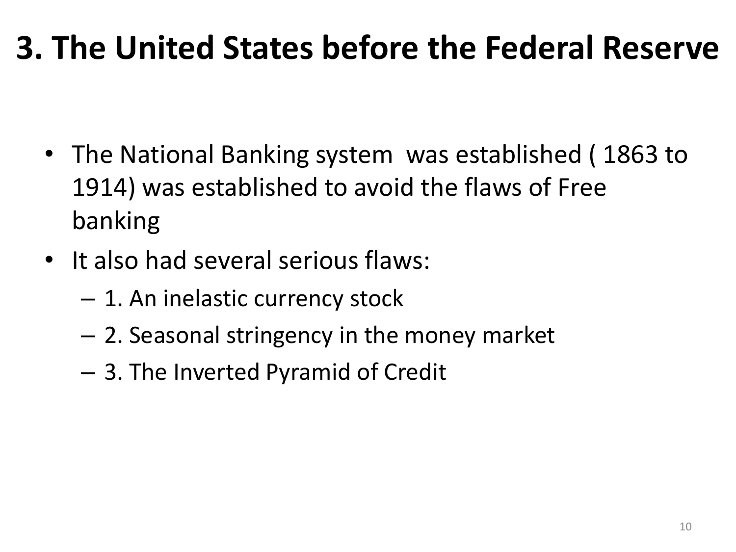# 3. The United States before the Federal Reserve

- The National Banking system was established ( 1863 to 1914) was established to avoid the flaws of Free banking
- It also had several serious flaws:
  - 1. An inelastic currency stock
  - 2. Seasonal stringency in the money market
  - 3. The Inverted Pyramid of Credit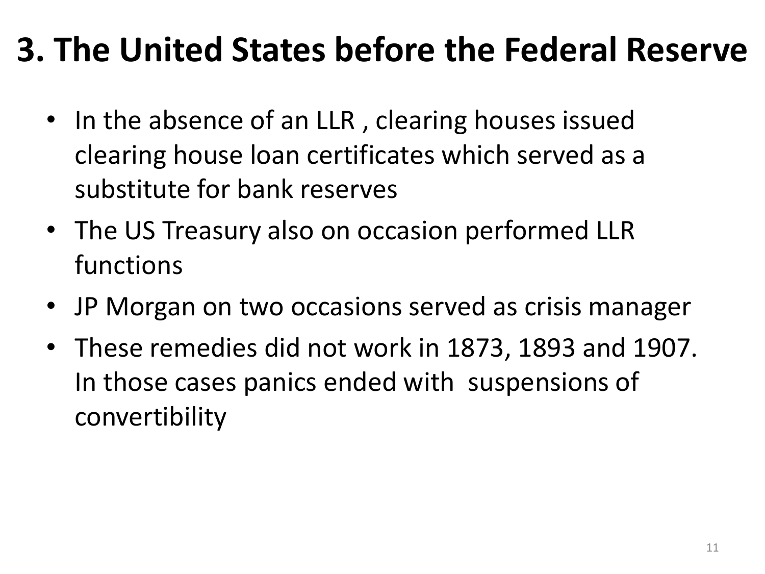# 3. The United States before the Federal Reserve

- In the absence of an LLR , clearing houses issued clearing house loan certificates which served as a substitute for bank reserves
- The US Treasury also on occasion performed LLR functions
- JP Morgan on two occasions served as crisis manager
- These remedies did not work in 1873, 1893 and 1907. In those cases panics ended with suspensions of convertibility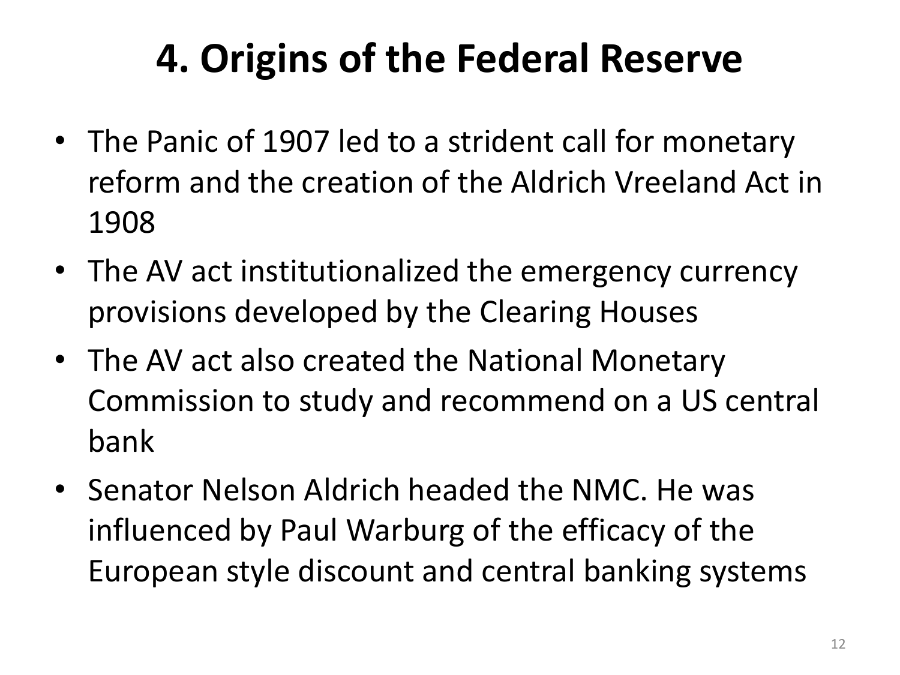# 4. Origins of the Federal Reserve

- The Panic of 1907 led to a strident call for monetary reform and the creation of the Aldrich Vreeland Act in 1908
- The AV act institutionalized the emergency currency provisions developed by the Clearing Houses
- The AV act also created the National Monetary Commission to study and recommend on a US central bank
- Senator Nelson Aldrich headed the NMC. He was influenced by Paul Warburg of the efficacy of the European style discount and central banking systems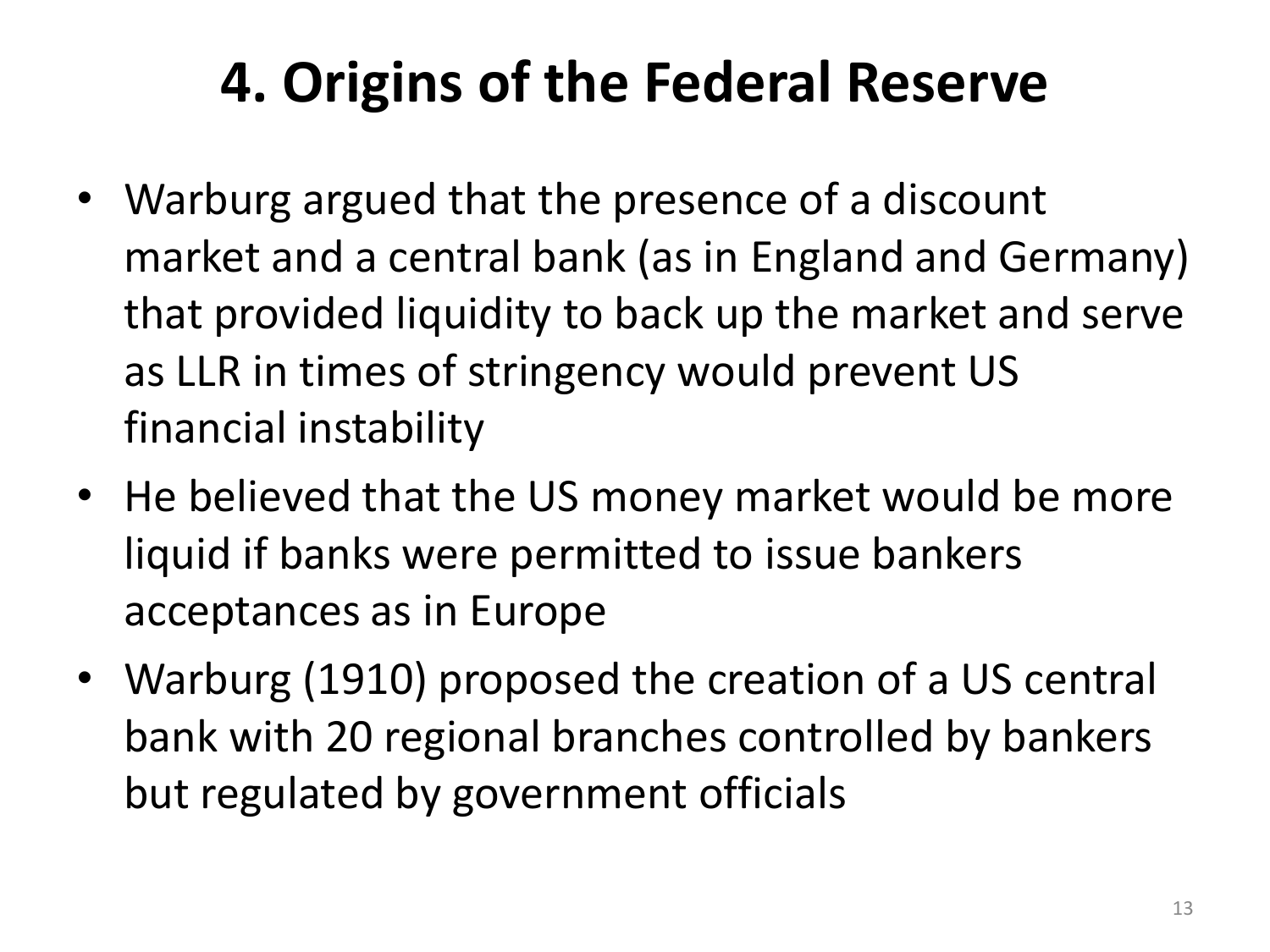# 4. Origins of the Federal Reserve

- Warburg argued that the presence of a discount market and a central bank (as in England and Germany) that provided liquidity to back up the market and serve as LLR in times of stringency would prevent US financial instability
- He believed that the US money market would be more liquid if banks were permitted to issue bankers acceptances as in Europe
- Warburg (1910) proposed the creation of a US central bank with 20 regional branches controlled by bankers but regulated by government officials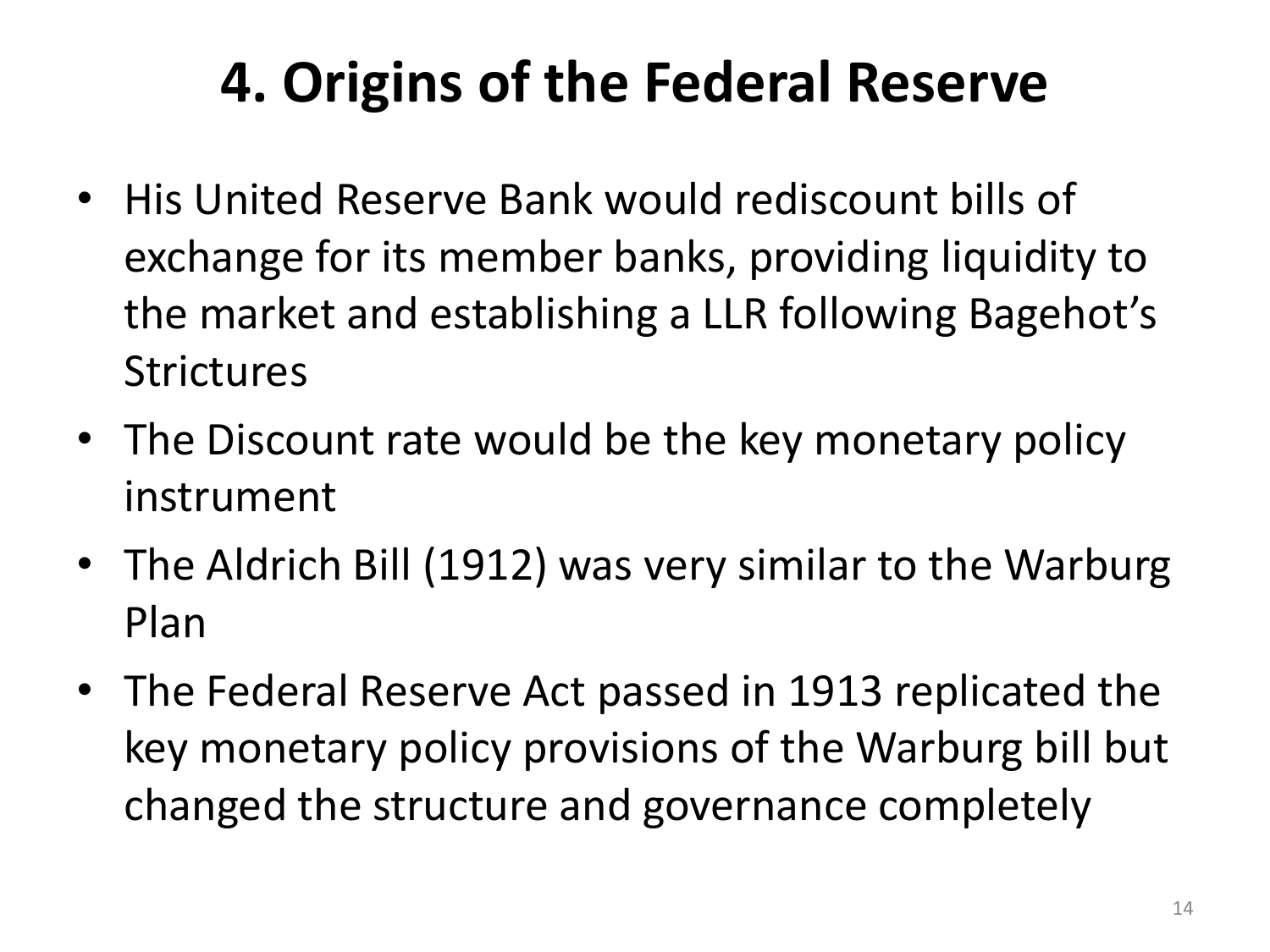# 4. Origins of the Federal Reserve

- His United Reserve Bank would rediscount bills of exchange for its member banks, providing liquidity to the market and establishing a LLR following Bagehot's Strictures
- The Discount rate would be the key monetary policy instrument
- The Aldrich Bill (1912) was very similar to the Warburg Plan
- The Federal Reserve Act passed in 1913 replicated the key monetary policy provisions of the Warburg bill but changed the structure and governance completely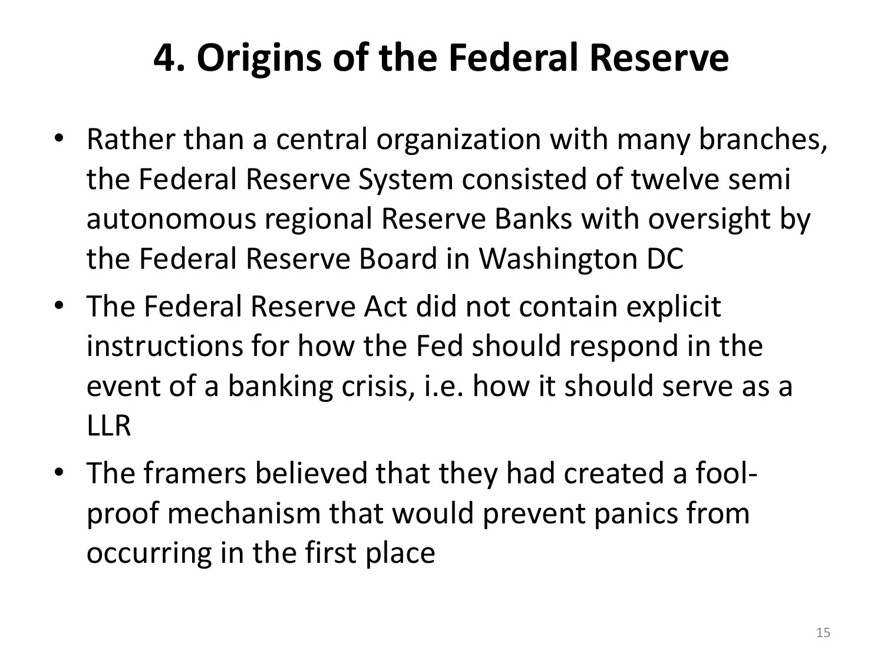# 4. Origins of the Federal Reserve

- Rather than a central organization with many branches, the Federal Reserve System consisted of twelve semi autonomous regional Reserve Banks with oversight by the Federal Reserve Board in Washington DC
- The Federal Reserve Act did not contain explicit instructions for how the Fed should respond in the event of a banking crisis, i.e. how it should serve as a LLR
- The framers believed that they had created a fool-proof mechanism that would prevent panics from occurring in the first place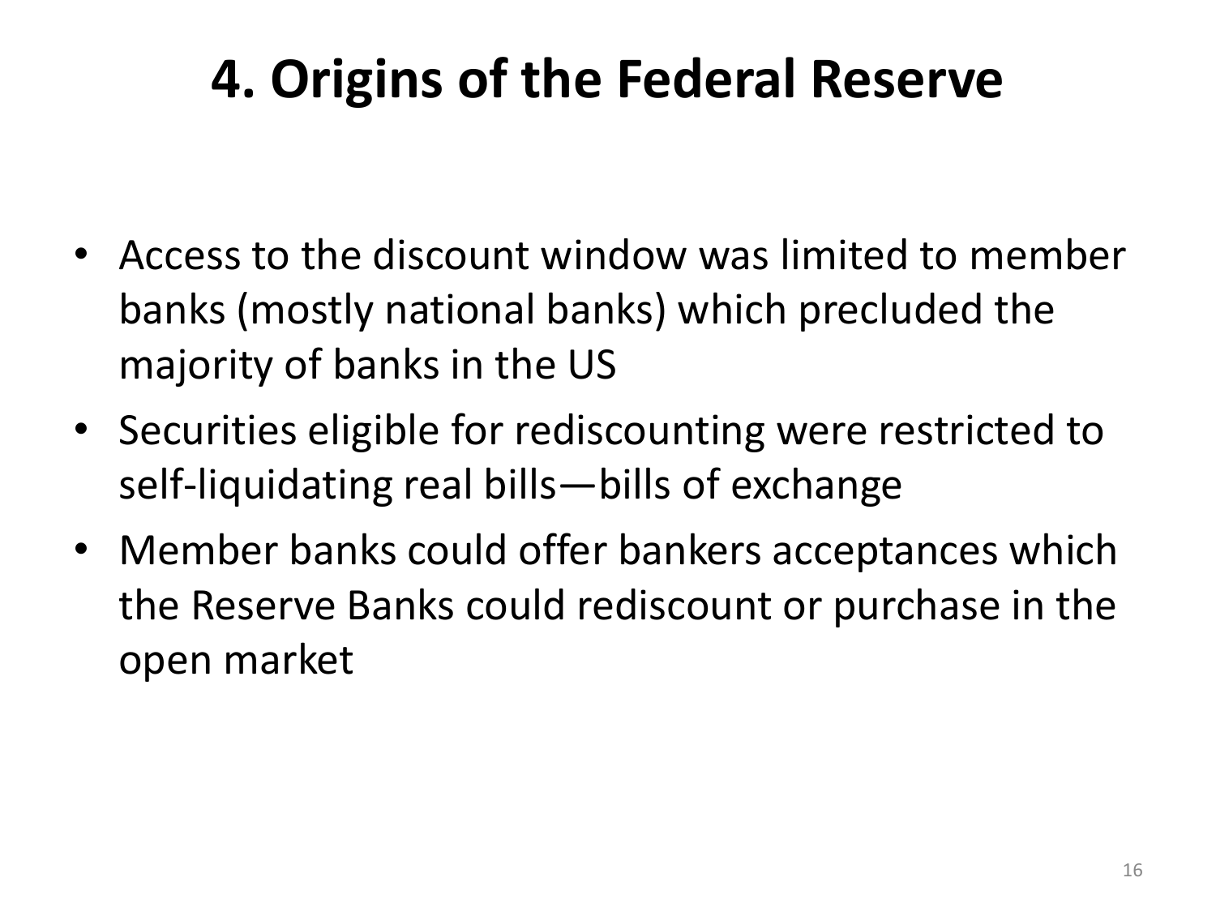# 4. Origins of the Federal Reserve

- Access to the discount window was limited to member banks (mostly national banks) which precluded the majority of banks in the US
- Securities eligible for rediscounting were restricted to self-liquidating real bills—bills of exchange
- Member banks could offer bankers acceptances which the Reserve Banks could rediscount or purchase in the open market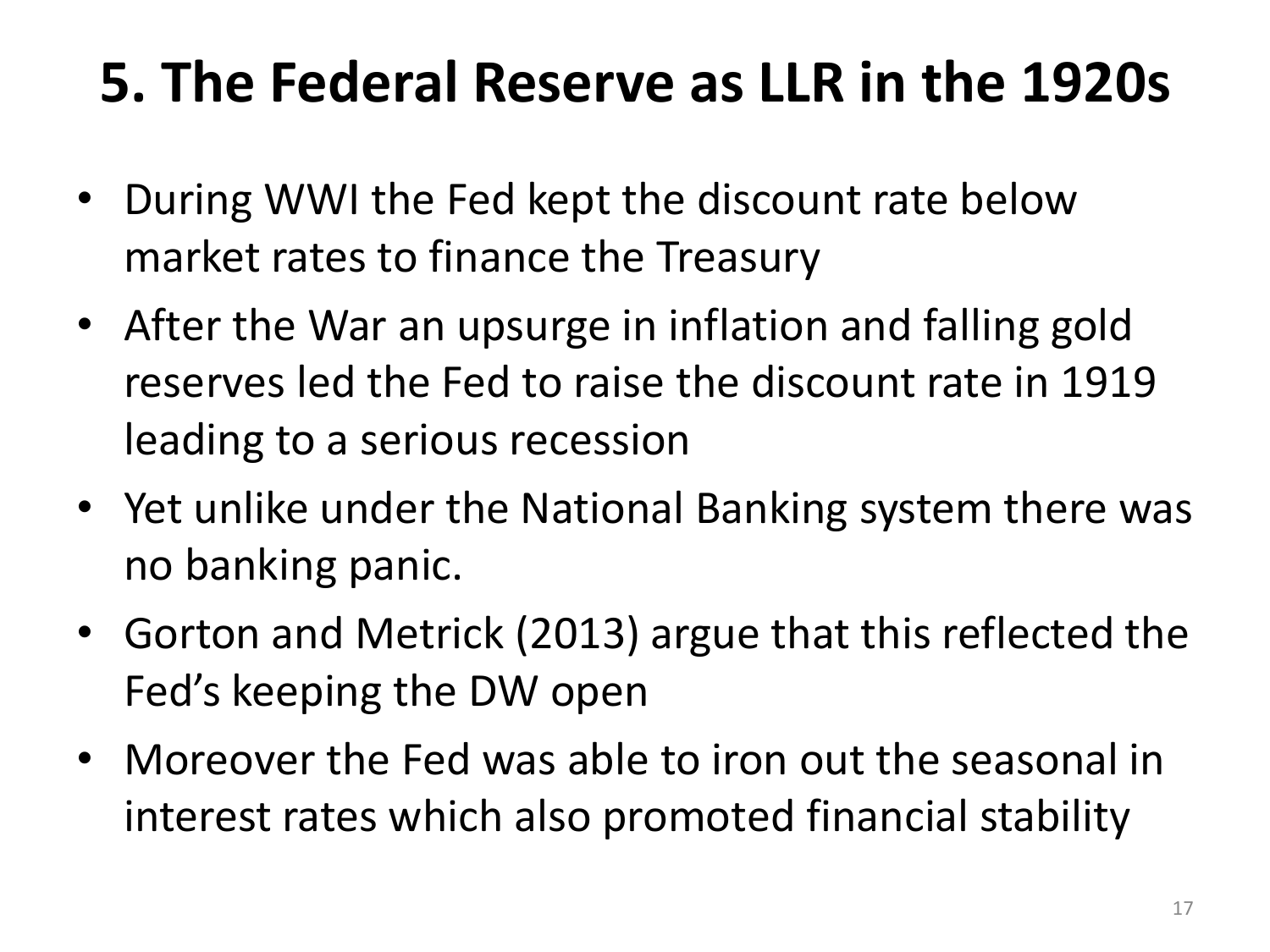# 5. The Federal Reserve as LLR in the 1920s

- During WWI the Fed kept the discount rate below market rates to finance the Treasury
- After the War an upsurge in inflation and falling gold reserves led the Fed to raise the discount rate in 1919 leading to a serious recession
- Yet unlike under the National Banking system there was no banking panic.
- Gorton and Metrick (2013) argue that this reflected the Fed's keeping the DW open
- Moreover the Fed was able to iron out the seasonal in interest rates which also promoted financial stability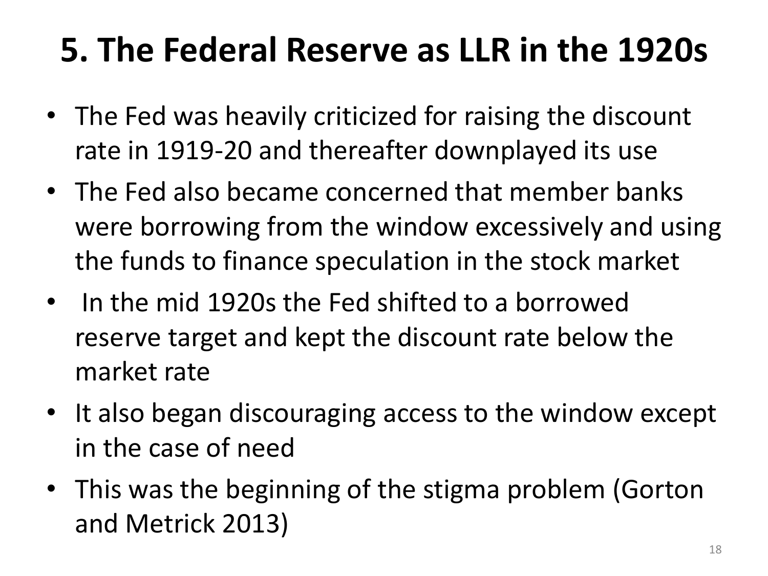# 5. The Federal Reserve as LLR in the 1920s

- The Fed was heavily criticized for raising the discount rate in 1919-20 and thereafter downplayed its use
- The Fed also became concerned that member banks were borrowing from the window excessively and using the funds to finance speculation in the stock market
- In the mid 1920s the Fed shifted to a borrowed reserve target and kept the discount rate below the market rate
- It also began discouraging access to the window except in the case of need
- This was the beginning of the stigma problem (Gorton and Metrick 2013)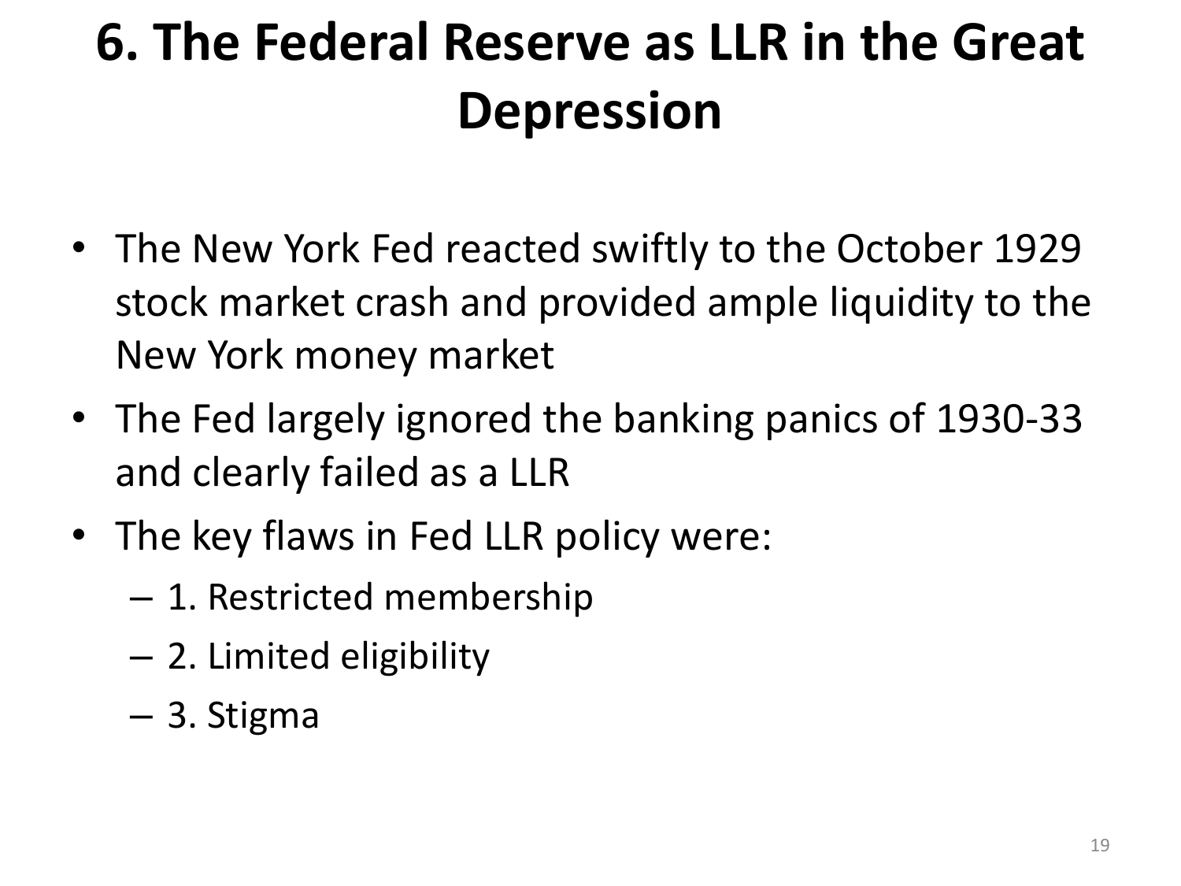# 6. The Federal Reserve as LLR in the Great Depression

- The New York Fed reacted swiftly to the October 1929 stock market crash and provided ample liquidity to the New York money market
- The Fed largely ignored the banking panics of 1930-33 and clearly failed as a LLR
- The key flaws in Fed LLR policy were:
  - 1. Restricted membership
  - 2. Limited eligibility
  - 3. Stigma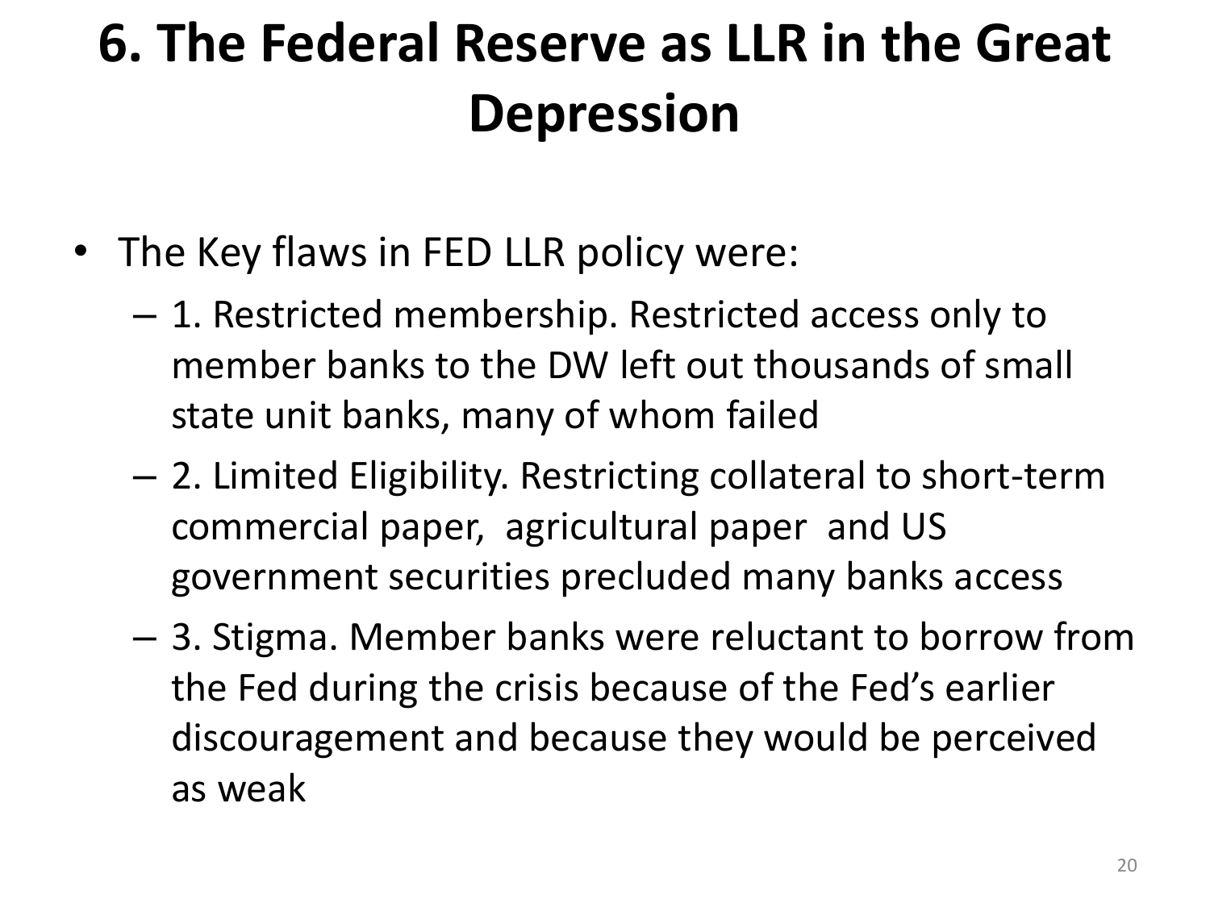# 6. The Federal Reserve as LLR in the Great Depression

- The Key flaws in FED LLR policy were:
  - 1. Restricted membership. Restricted access only to member banks to the DW left out thousands of small state unit banks, many of whom failed
  - 2. Limited Eligibility. Restricting collateral to short-term commercial paper, agricultural paper and US government securities precluded many banks access
  - 3. Stigma. Member banks were reluctant to borrow from the Fed during the crisis because of the Fed's earlier discouragement and because they would be perceived as weak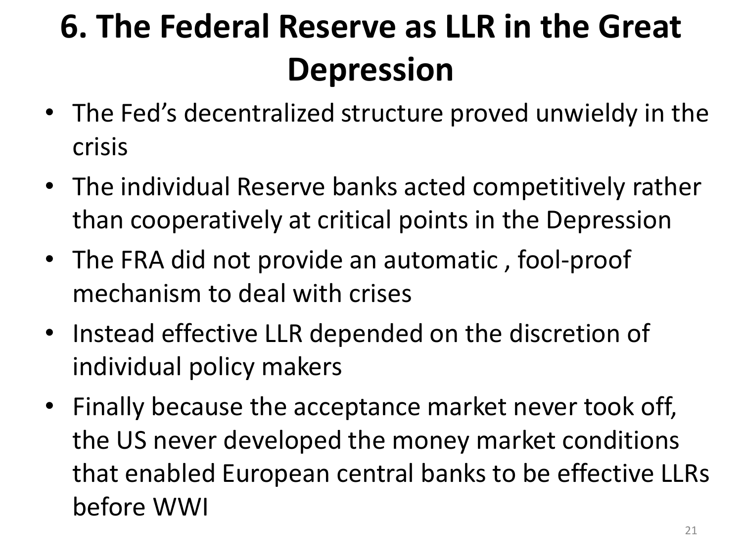# 6. The Federal Reserve as LLR in the Great Depression

- The Fed's decentralized structure proved unwieldy in the crisis
- The individual Reserve banks acted competitively rather than cooperatively at critical points in the Depression
- The FRA did not provide an automatic , fool-proof mechanism to deal with crises
- Instead effective LLR depended on the discretion of individual policy makers
- Finally because the acceptance market never took off, the US never developed the money market conditions that enabled European central banks to be effective LLRs before WWI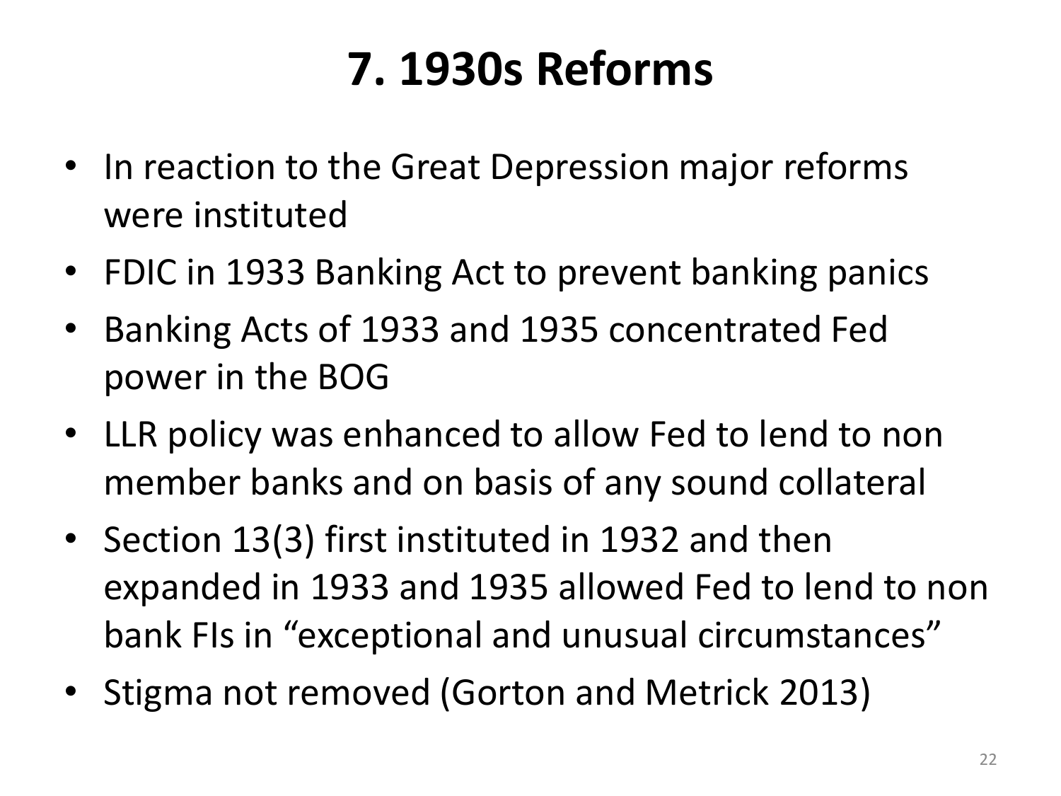# 7. 1930s Reforms

- In reaction to the Great Depression major reforms were instituted
- FDIC in 1933 Banking Act to prevent banking panics
- Banking Acts of 1933 and 1935 concentrated Fed power in the BOG
- LLR policy was enhanced to allow Fed to lend to non member banks and on basis of any sound collateral
- Section 13(3) first instituted in 1932 and then expanded in 1933 and 1935 allowed Fed to lend to non bank FIs in "exceptional and unusual circumstances"
- Stigma not removed (Gorton and Metrick 2013)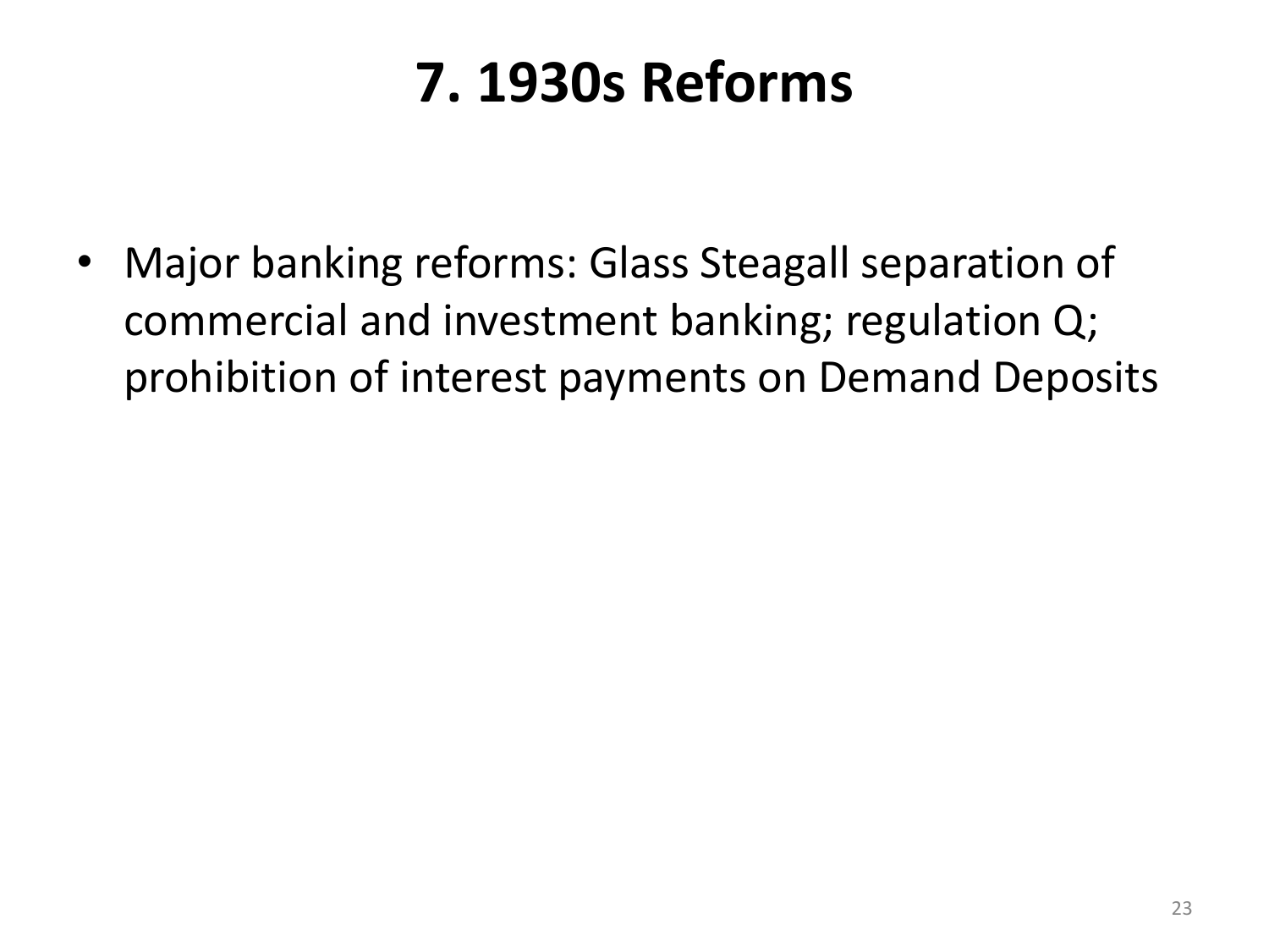# 7. 1930s Reforms

- Major banking reforms: Glass Steagall separation of commercial and investment banking; regulation Q; prohibition of interest payments on Demand Deposits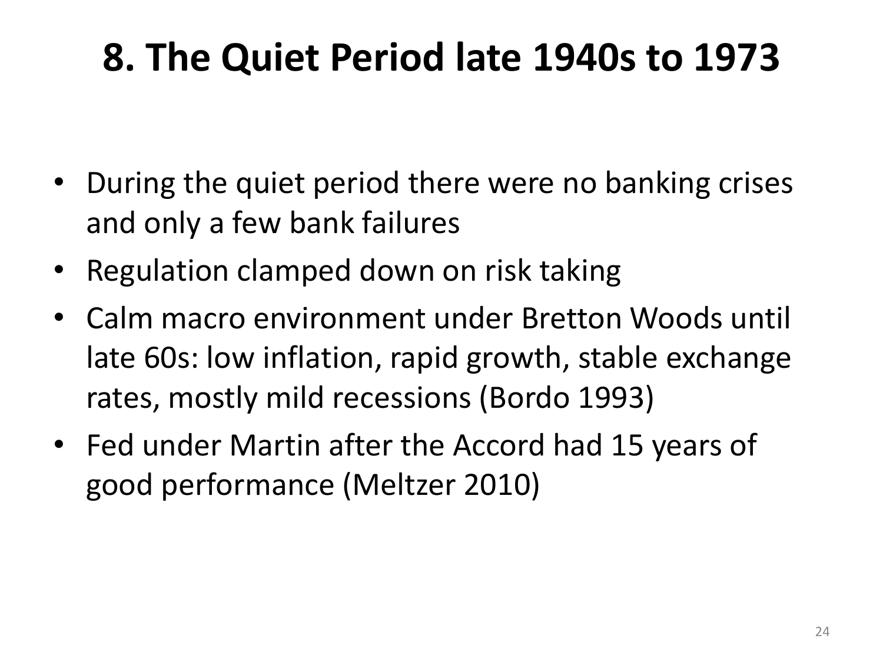# 8. The Quiet Period late 1940s to 1973

- During the quiet period there were no banking crises and only a few bank failures
- Regulation clamped down on risk taking
- Calm macro environment under Bretton Woods until late 60s: low inflation, rapid growth, stable exchange rates, mostly mild recessions (Bordo 1993)
- Fed under Martin after the Accord had 15 years of good performance (Meltzer 2010)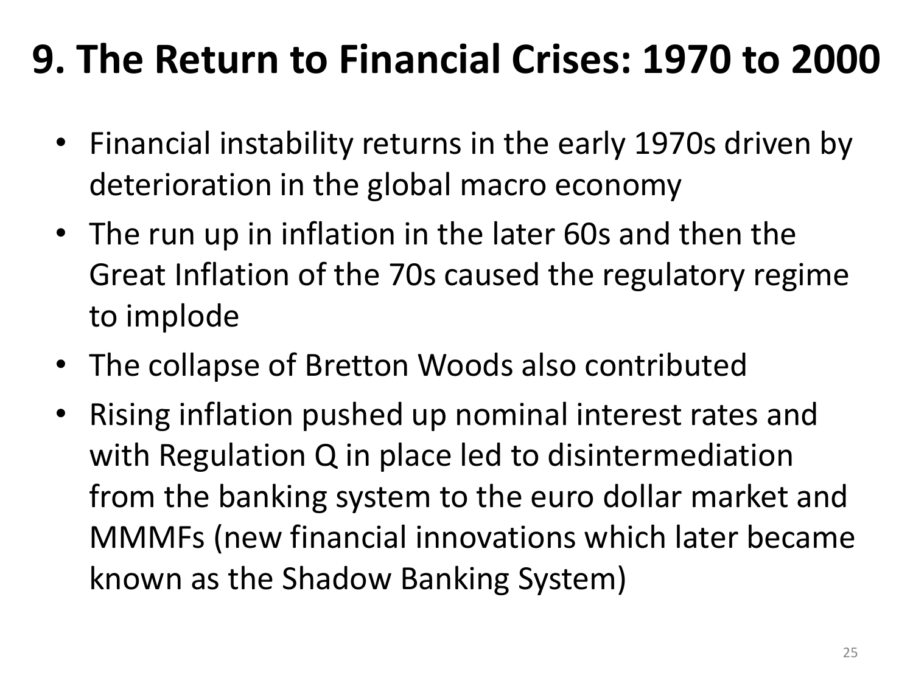# 9. The Return to Financial Crises: 1970 to 2000

- Financial instability returns in the early 1970s driven by deterioration in the global macro economy
- The run up in inflation in the later 60s and then the Great Inflation of the 70s caused the regulatory regime to implode
- The collapse of Bretton Woods also contributed
- Rising inflation pushed up nominal interest rates and with Regulation Q in place led to disintermediation from the banking system to the euro dollar market and MMMFs (new financial innovations which later became known as the Shadow Banking System)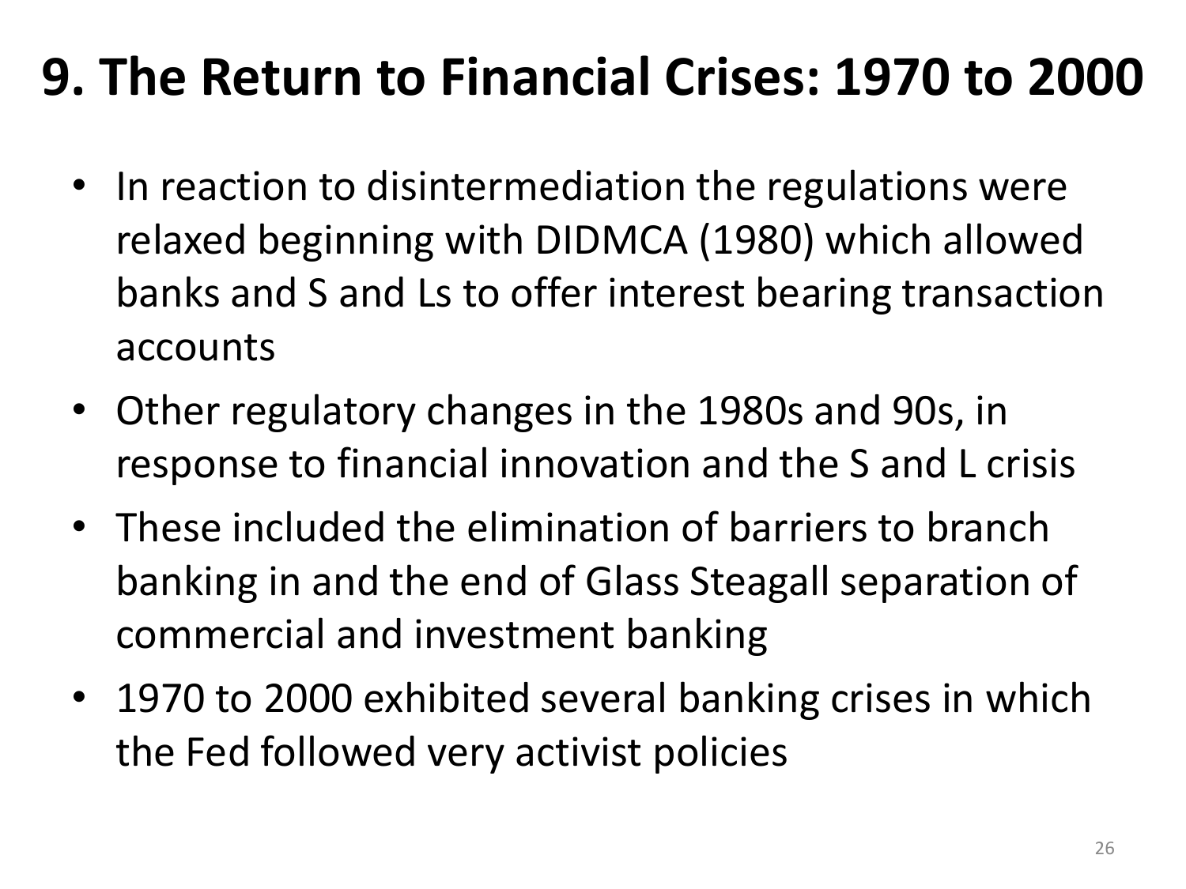# 9. The Return to Financial Crises: 1970 to 2000

- In reaction to disintermediation the regulations were relaxed beginning with DIDMCA (1980) which allowed banks and S and Ls to offer interest bearing transaction accounts
- Other regulatory changes in the 1980s and 90s, in response to financial innovation and the S and L crisis
- These included the elimination of barriers to branch banking in and the end of Glass Steagall separation of commercial and investment banking
- 1970 to 2000 exhibited several banking crises in which the Fed followed very activist policies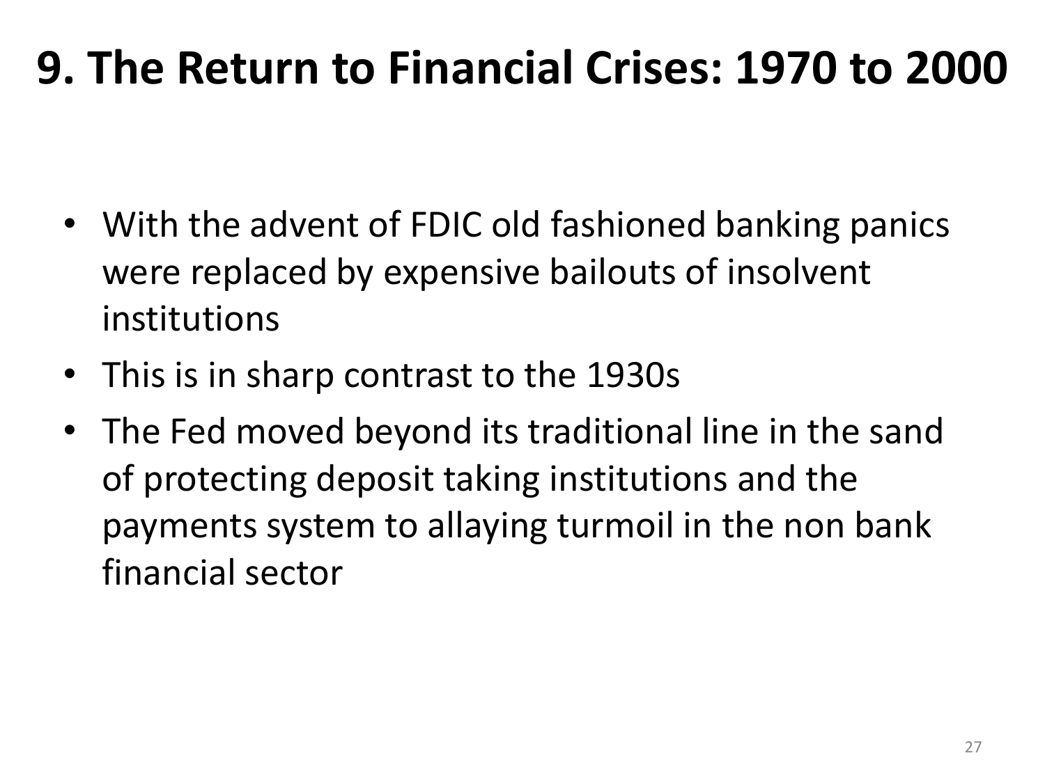# 9. The Return to Financial Crises: 1970 to 2000

- With the advent of FDIC old fashioned banking panics were replaced by expensive bailouts of insolvent institutions
- This is in sharp contrast to the 1930s
- The Fed moved beyond its traditional line in the sand of protecting deposit taking institutions and the payments system to allaying turmoil in the non bank financial sector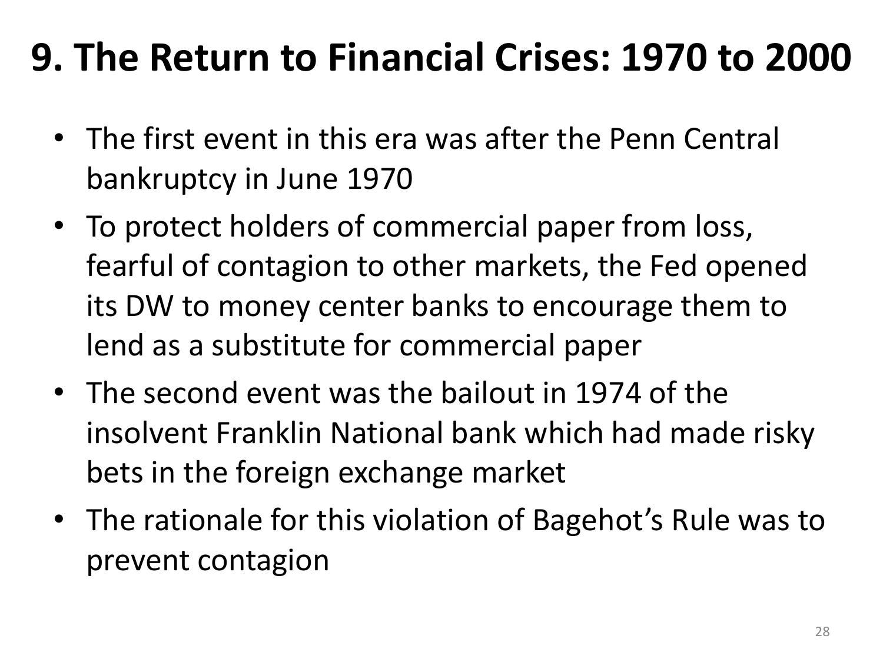# 9. The Return to Financial Crises: 1970 to 2000

- The first event in this era was after the Penn Central bankruptcy in June 1970
- To protect holders of commercial paper from loss, fearful of contagion to other markets, the Fed opened its DW to money center banks to encourage them to lend as a substitute for commercial paper
- The second event was the bailout in 1974 of the insolvent Franklin National bank which had made risky bets in the foreign exchange market
- The rationale for this violation of Bagehot's Rule was to prevent contagion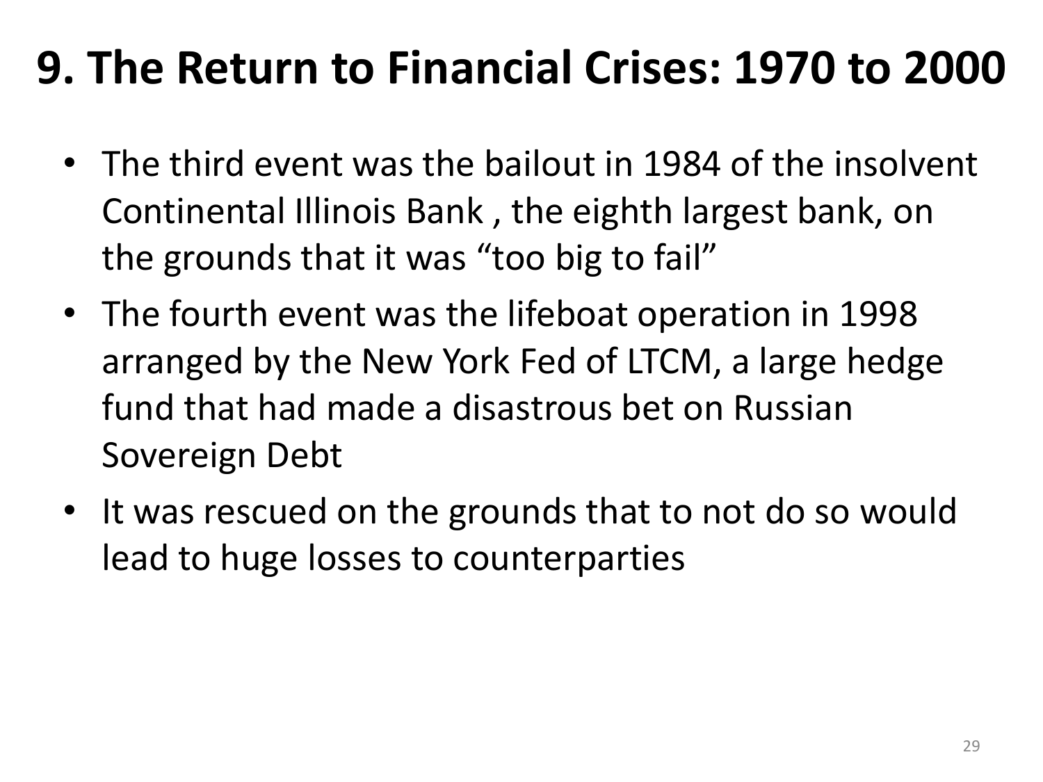# 9. The Return to Financial Crises: 1970 to 2000

- The third event was the bailout in 1984 of the insolvent Continental Illinois Bank , the eighth largest bank, on the grounds that it was "too big to fail"
- The fourth event was the lifeboat operation in 1998 arranged by the New York Fed of LTCM, a large hedge fund that had made a disastrous bet on Russian Sovereign Debt
- It was rescued on the grounds that to not do so would lead to huge losses to counterparties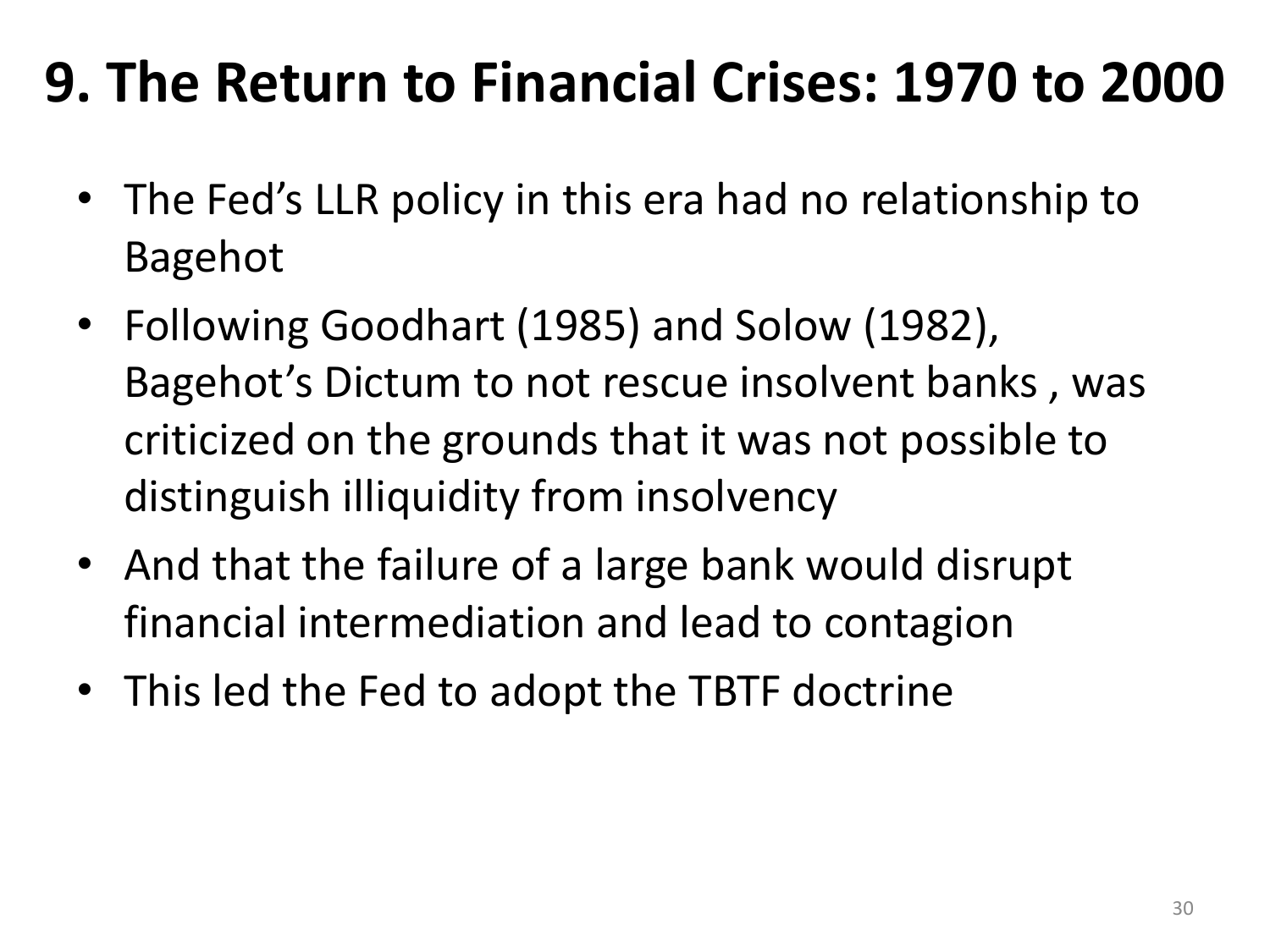# 9. The Return to Financial Crises: 1970 to 2000

- The Fed's LLR policy in this era had no relationship to Bagehot
- Following Goodhart (1985) and Solow (1982), Bagehot's Dictum to not rescue insolvent banks , was criticized on the grounds that it was not possible to distinguish illiquidity from insolvency
- And that the failure of a large bank would disrupt financial intermediation and lead to contagion
- This led the Fed to adopt the TBTF doctrine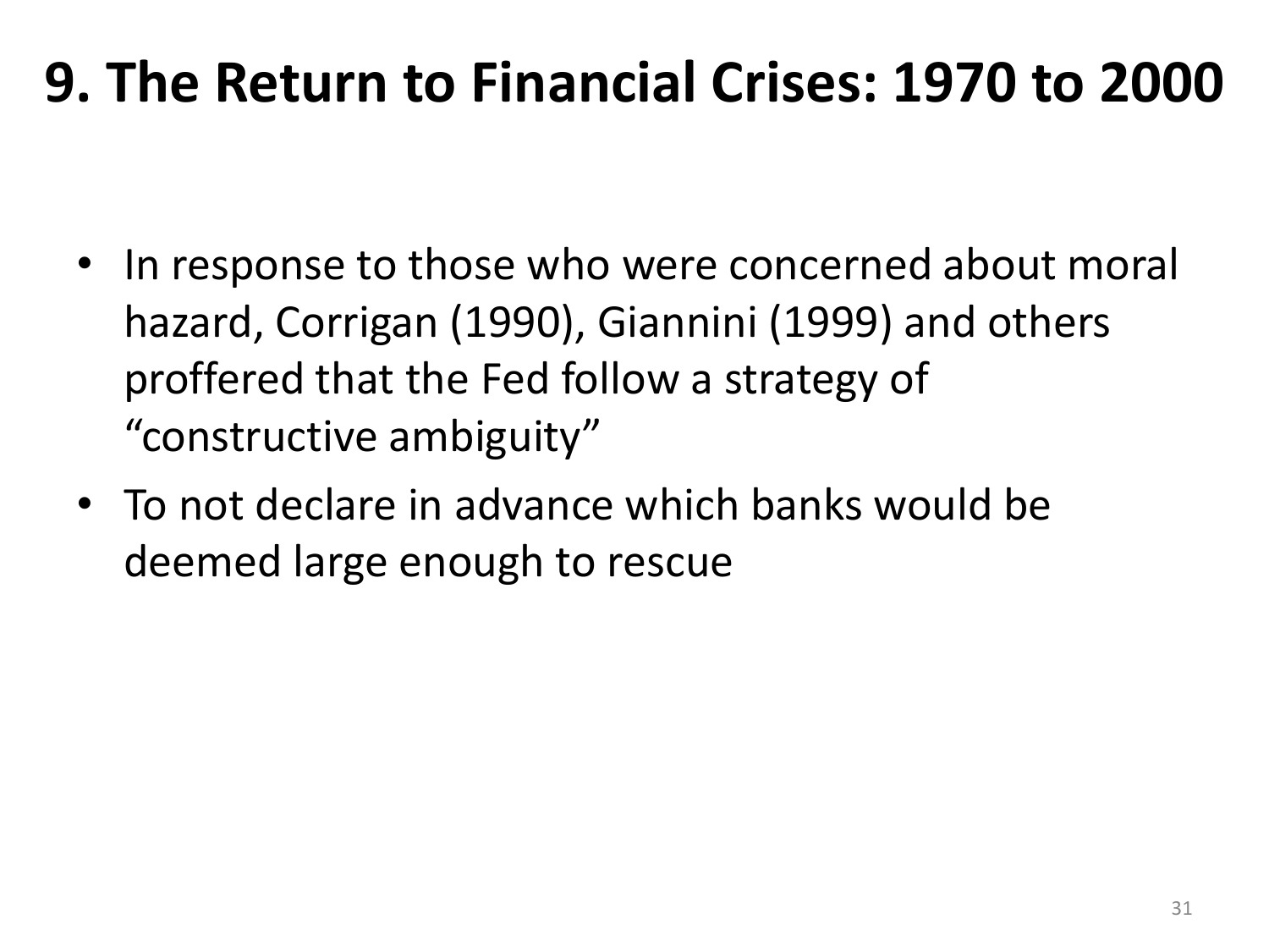# 9. The Return to Financial Crises: 1970 to 2000

- In response to those who were concerned about moral hazard, Corrigan (1990), Giannini (1999) and others proffered that the Fed follow a strategy of “constructive ambiguity”
- To not declare in advance which banks would be deemed large enough to rescue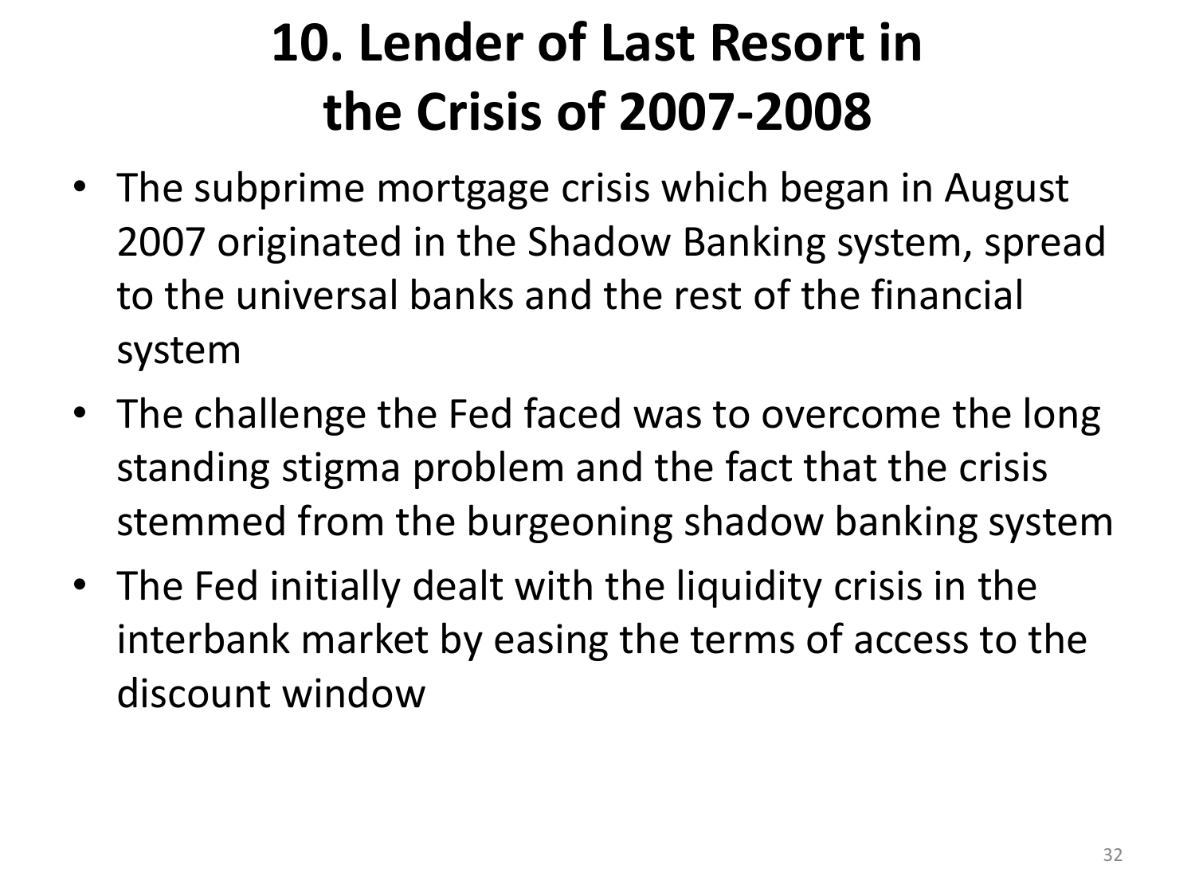# 10. Lender of Last Resort in the Crisis of 2007-2008

- The subprime mortgage crisis which began in August 2007 originated in the Shadow Banking system, spread to the universal banks and the rest of the financial system
- The challenge the Fed faced was to overcome the long standing stigma problem and the fact that the crisis stemmed from the burgeoning shadow banking system
- The Fed initially dealt with the liquidity crisis in the interbank market by easing the terms of access to the discount window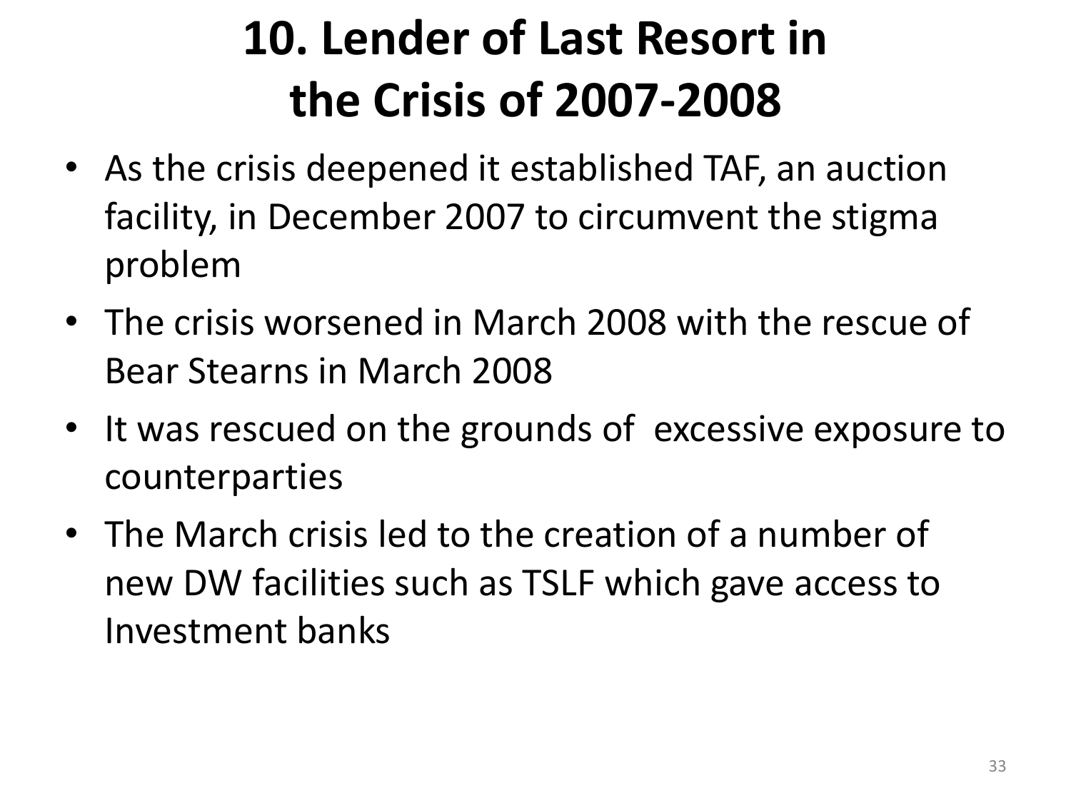# 10. Lender of Last Resort in the Crisis of 2007-2008

- As the crisis deepened it established TAF, an auction facility, in December 2007 to circumvent the stigma problem
- The crisis worsened in March 2008 with the rescue of Bear Stearns in March 2008
- It was rescued on the grounds of excessive exposure to counterparties
- The March crisis led to the creation of a number of new DW facilities such as TSLF which gave access to Investment banks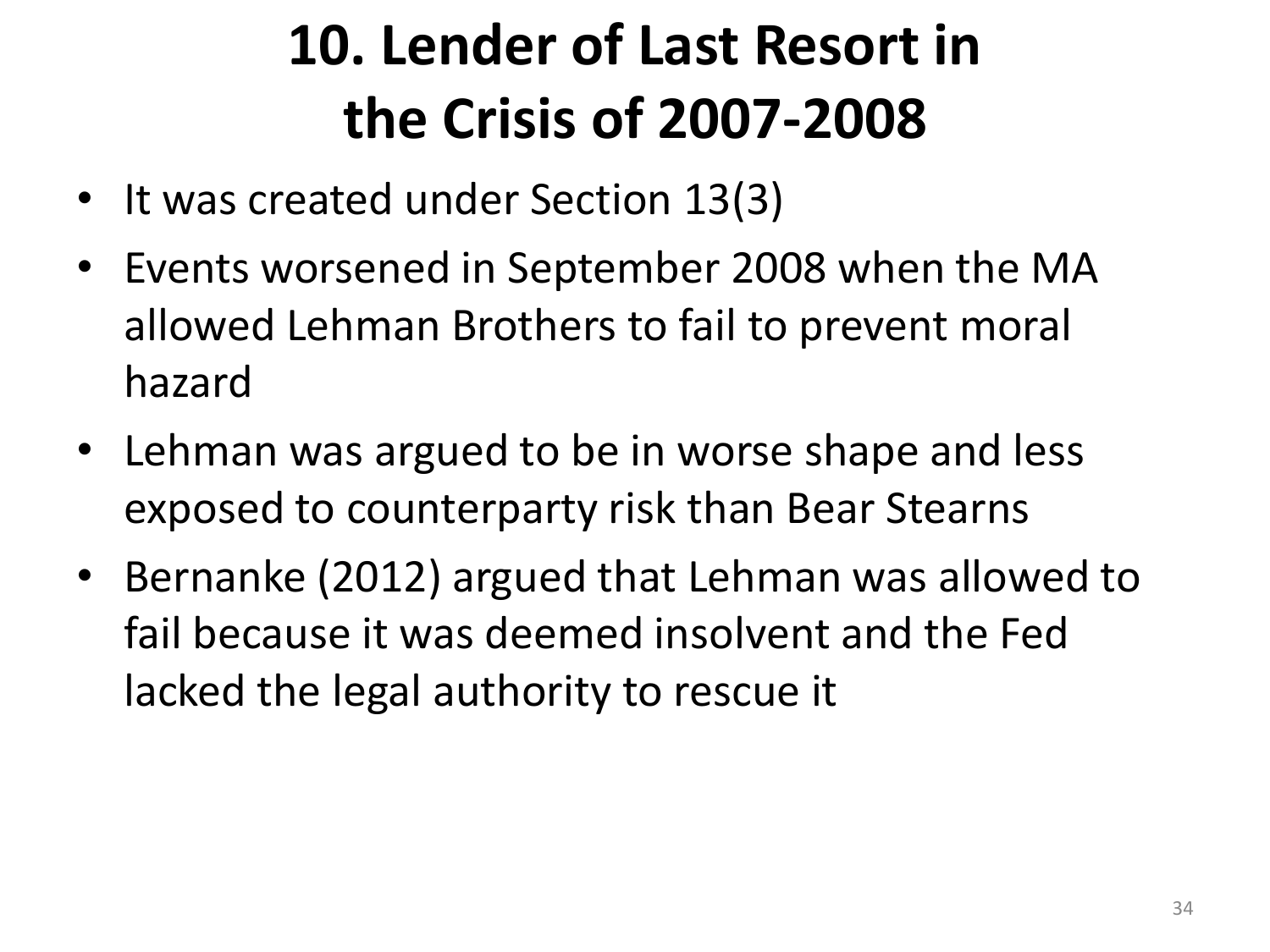# 10. Lender of Last Resort in the Crisis of 2007-2008

- It was created under Section 13(3)
- Events worsened in September 2008 when the MA allowed Lehman Brothers to fail to prevent moral hazard
- Lehman was argued to be in worse shape and less exposed to counterparty risk than Bear Stearns
- Bernanke (2012) argued that Lehman was allowed to fail because it was deemed insolvent and the Fed lacked the legal authority to rescue it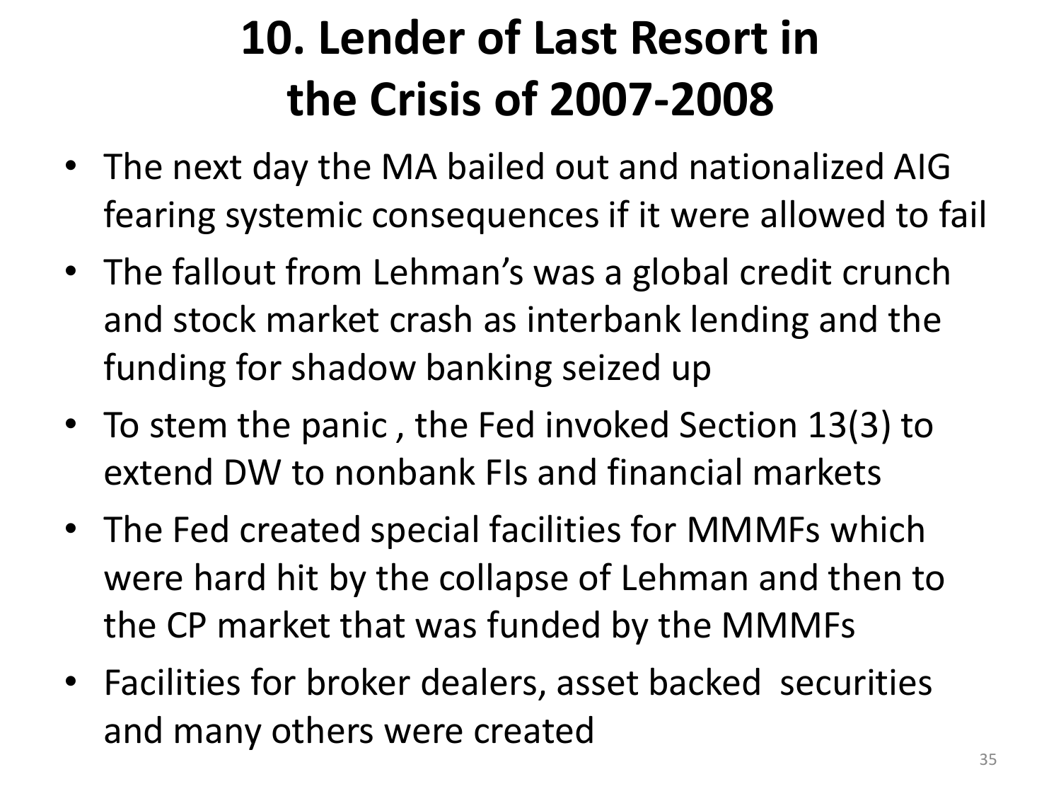# 10. Lender of Last Resort in the Crisis of 2007-2008

- The next day the MA bailed out and nationalized AIG fearing systemic consequences if it were allowed to fail
- The fallout from Lehman's was a global credit crunch and stock market crash as interbank lending and the funding for shadow banking seized up
- To stem the panic , the Fed invoked Section 13(3) to extend DW to nonbank FIs and financial markets
- The Fed created special facilities for MMMFs which were hard hit by the collapse of Lehman and then to the CP market that was funded by the MMMFs
- Facilities for broker dealers, asset backed securities and many others were created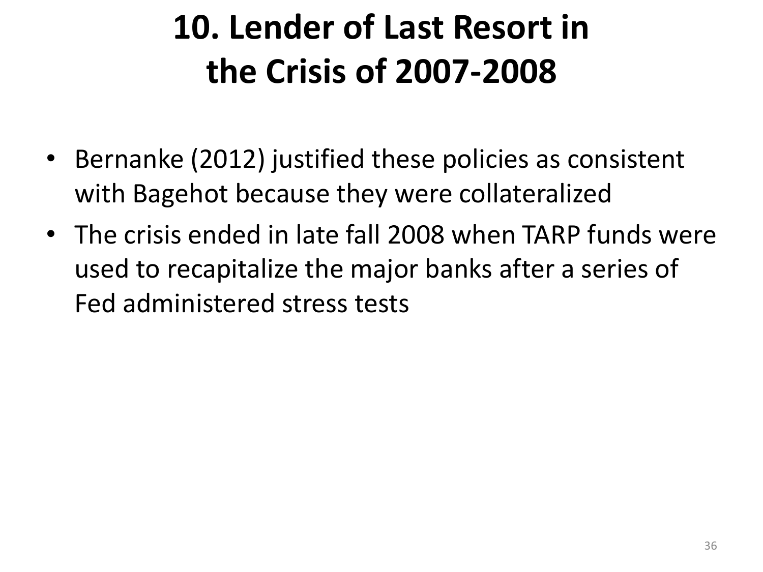# 10. Lender of Last Resort in the Crisis of 2007-2008

- Bernanke (2012) justified these policies as consistent with Bagehot because they were collateralized
- The crisis ended in late fall 2008 when TARP funds were used to recapitalize the major banks after a series of Fed administered stress tests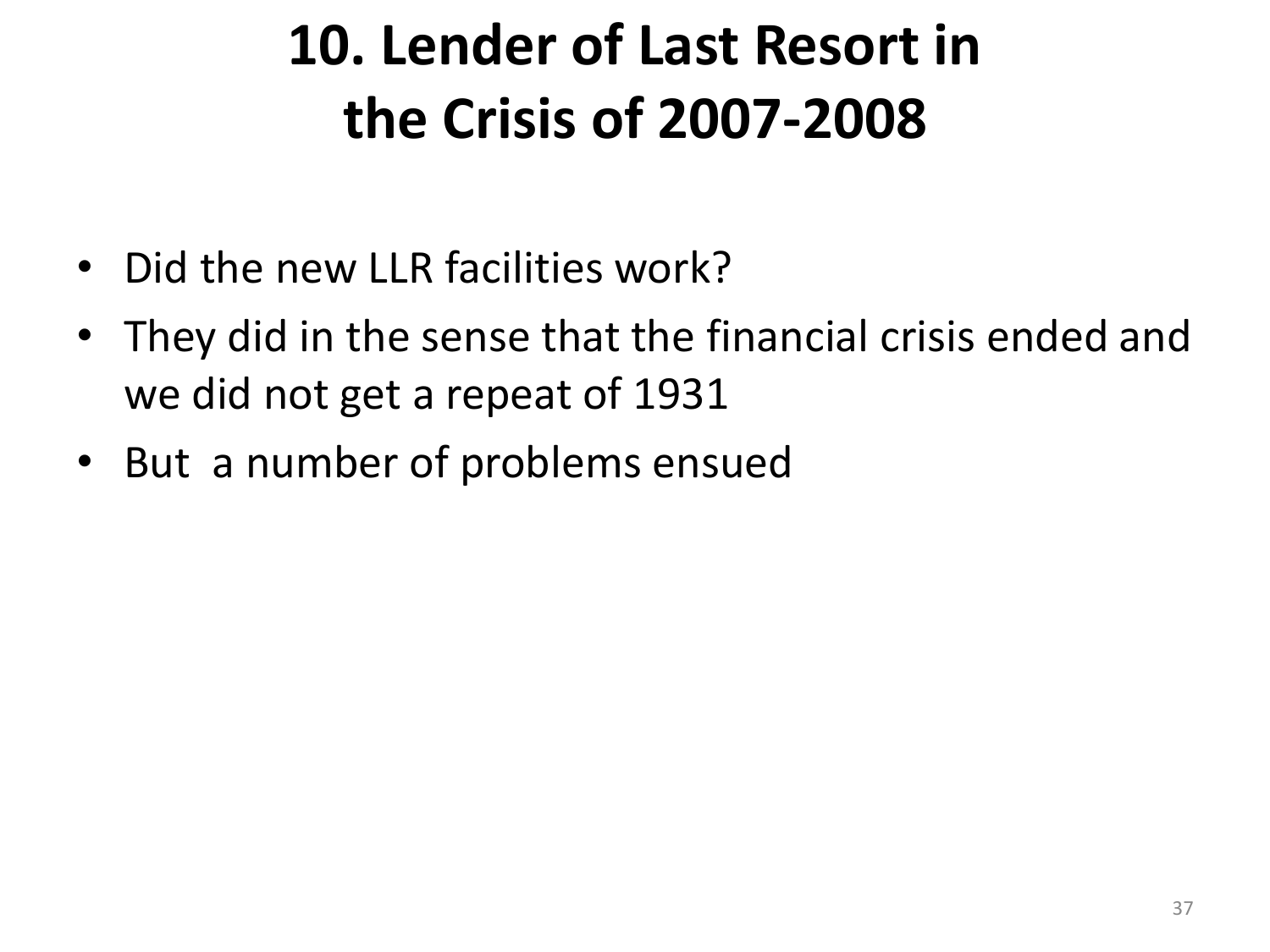# 10. Lender of Last Resort in the Crisis of 2007-2008

- Did the new LLR facilities work?
- They did in the sense that the financial crisis ended and we did not get a repeat of 1931
- But a number of problems ensued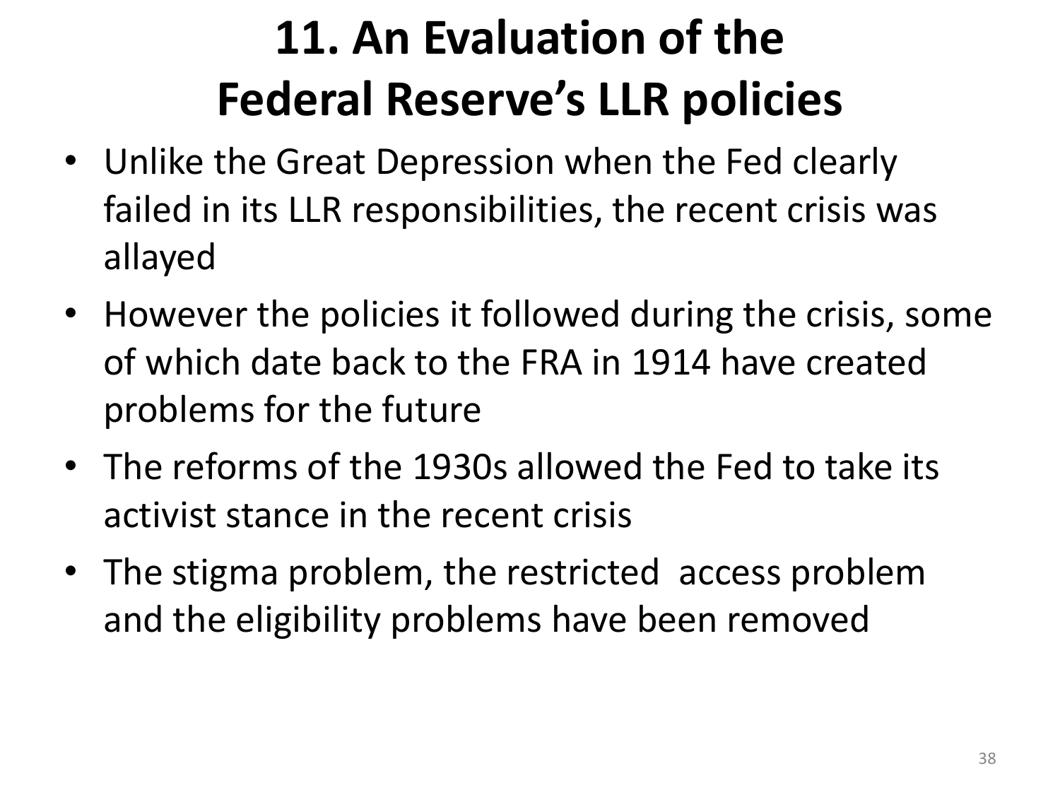# 11. An Evaluation of the Federal Reserve's LLR policies

- Unlike the Great Depression when the Fed clearly failed in its LLR responsibilities, the recent crisis was allayed
- However the policies it followed during the crisis, some of which date back to the FRA in 1914 have created problems for the future
- The reforms of the 1930s allowed the Fed to take its activist stance in the recent crisis
- The stigma problem, the restricted access problem and the eligibility problems have been removed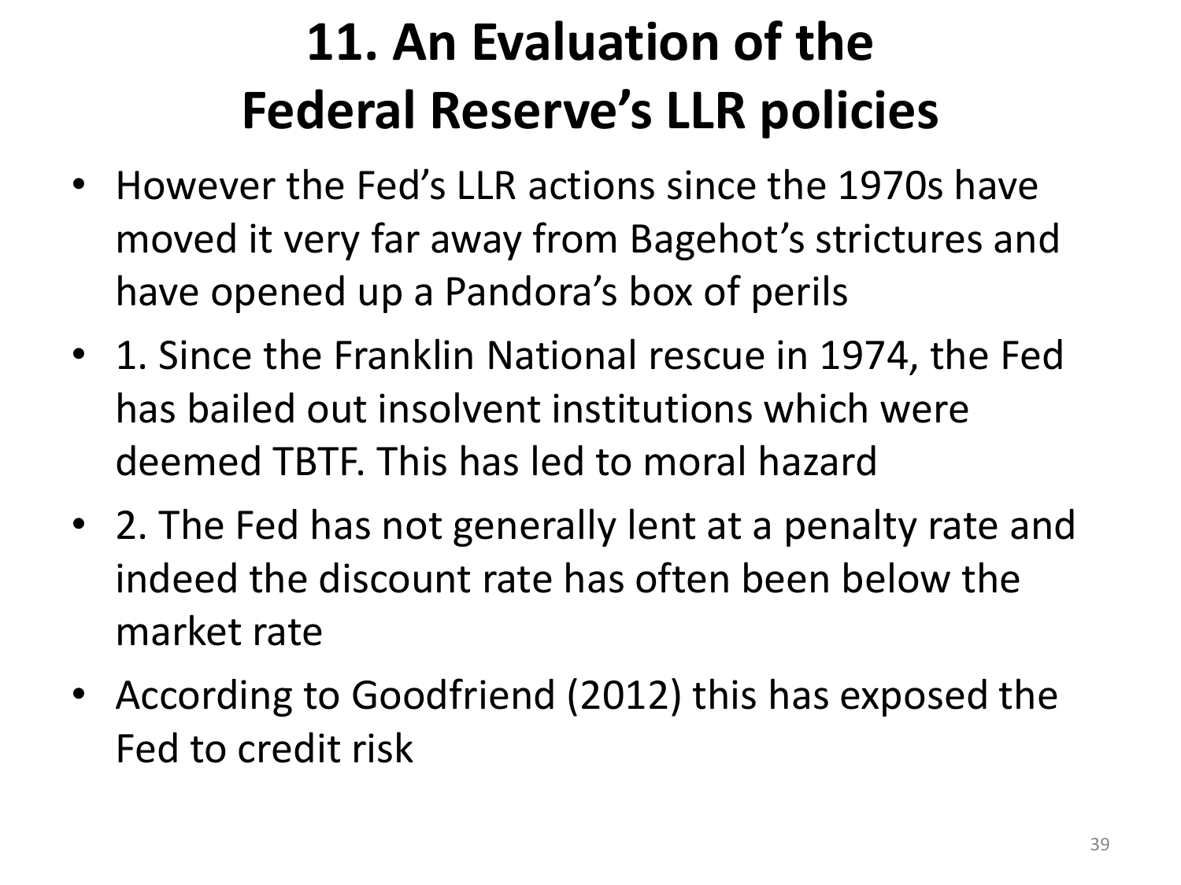# 11. An Evaluation of the Federal Reserve's LLR policies

- However the Fed's LLR actions since the 1970s have moved it very far away from Bagehot's strictures and have opened up a Pandora's box of perils
- 1. Since the Franklin National rescue in 1974, the Fed has bailed out insolvent institutions which were deemed TBTF. This has led to moral hazard
- 2. The Fed has not generally lent at a penalty rate and indeed the discount rate has often been below the market rate
- According to Goodfriend (2012) this has exposed the Fed to credit risk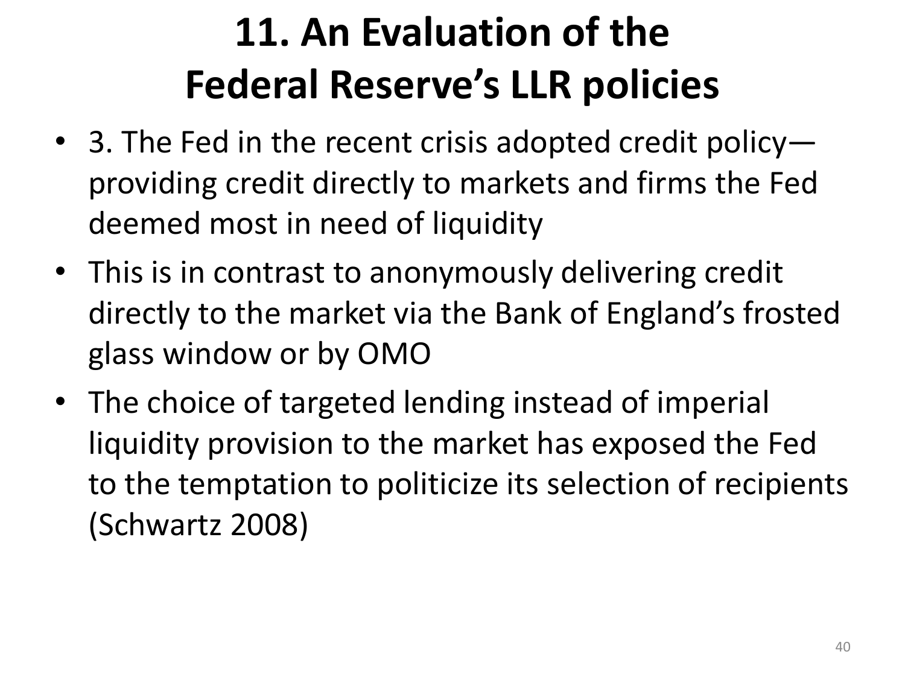# 11. An Evaluation of the Federal Reserve's LLR policies

- 3. The Fed in the recent crisis adopted credit policy—providing credit directly to markets and firms the Fed deemed most in need of liquidity
- This is in contrast to anonymously delivering credit directly to the market via the Bank of England's frosted glass window or by OMO
- The choice of targeted lending instead of imperial liquidity provision to the market has exposed the Fed to the temptation to politicize its selection of recipients (Schwartz 2008)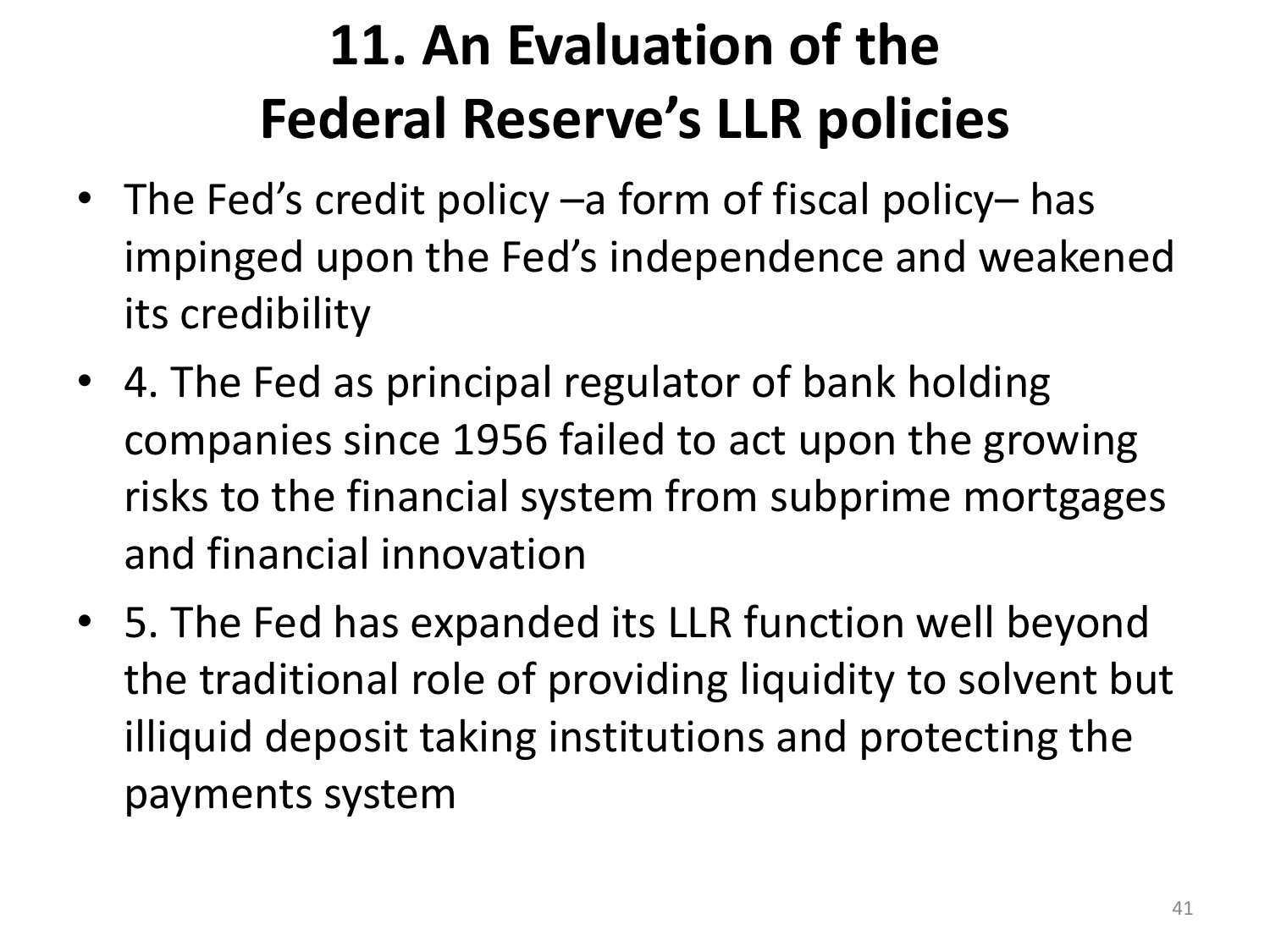# 11. An Evaluation of the Federal Reserve's LLR policies

- The Fed's credit policy –a form of fiscal policy– has impinged upon the Fed's independence and weakened its credibility
- 4. The Fed as principal regulator of bank holding companies since 1956 failed to act upon the growing risks to the financial system from subprime mortgages and financial innovation
- 5. The Fed has expanded its LLR function well beyond the traditional role of providing liquidity to solvent but illiquid deposit taking institutions and protecting the payments system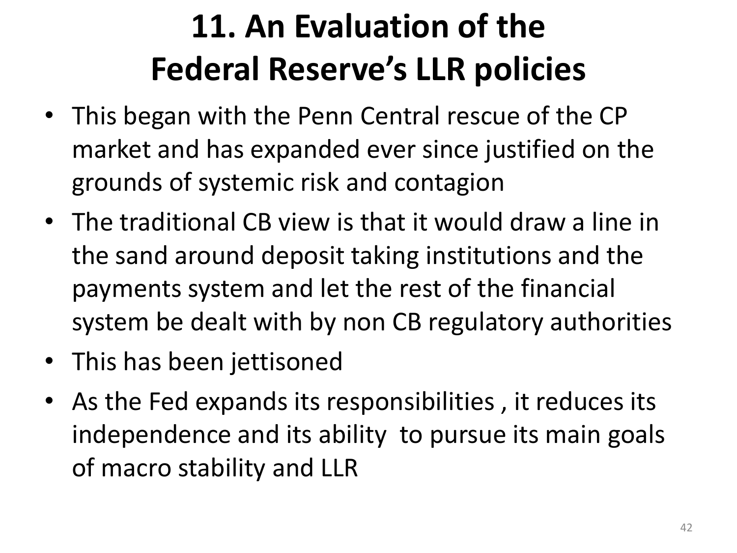# 11. An Evaluation of the Federal Reserve's LLR policies

- This began with the Penn Central rescue of the CP market and has expanded ever since justified on the grounds of systemic risk and contagion
- The traditional CB view is that it would draw a line in the sand around deposit taking institutions and the payments system and let the rest of the financial system be dealt with by non CB regulatory authorities
- This has been jettisoned
- As the Fed expands its responsibilities , it reduces its independence and its ability to pursue its main goals of macro stability and LLR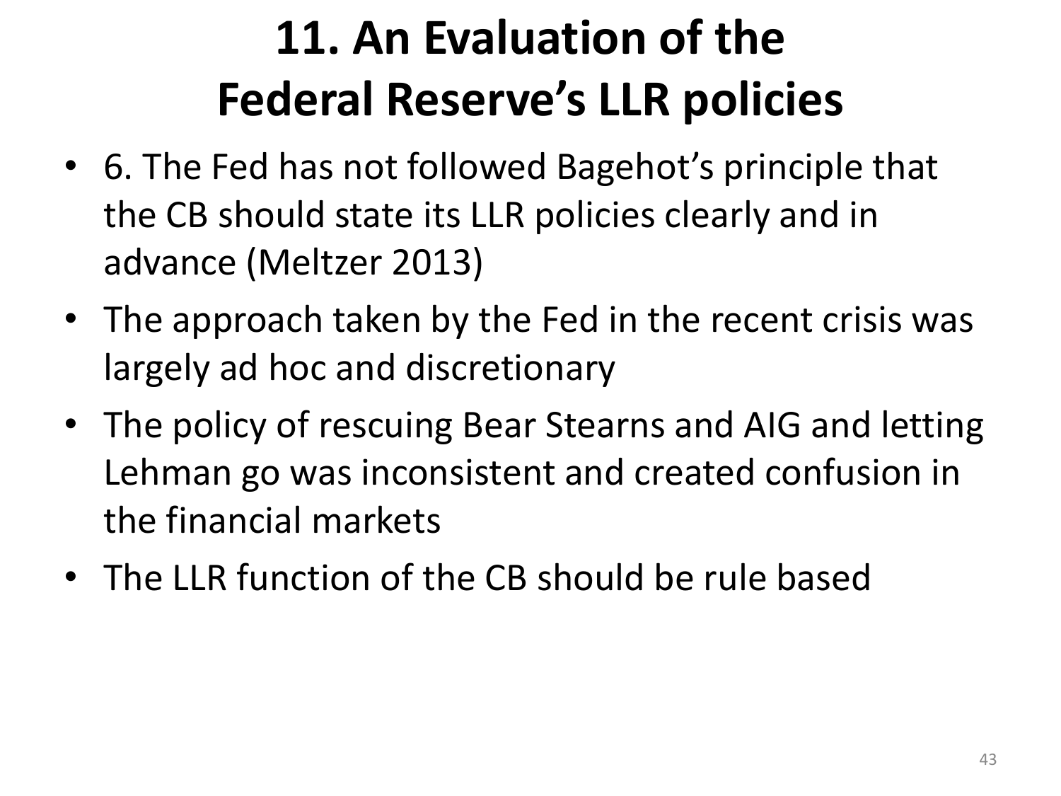# 11. An Evaluation of the Federal Reserve's LLR policies

- 6. The Fed has not followed Bagehot's principle that the CB should state its LLR policies clearly and in advance (Meltzer 2013)
- The approach taken by the Fed in the recent crisis was largely ad hoc and discretionary
- The policy of rescuing Bear Stearns and AIG and letting Lehman go was inconsistent and created confusion in the financial markets
- The LLR function of the CB should be rule based